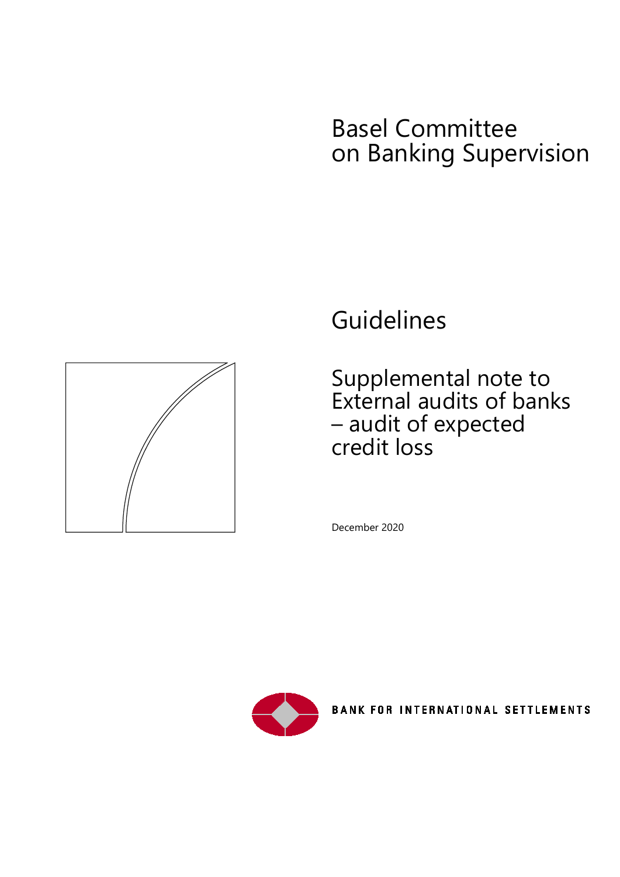# Basel Committee on Banking Supervision

## Guidelines

## Supplemental note to External audits of banks – audit of expected credit loss

December 2020

BANK FOR INTERNATIONAL SETTLEMENTS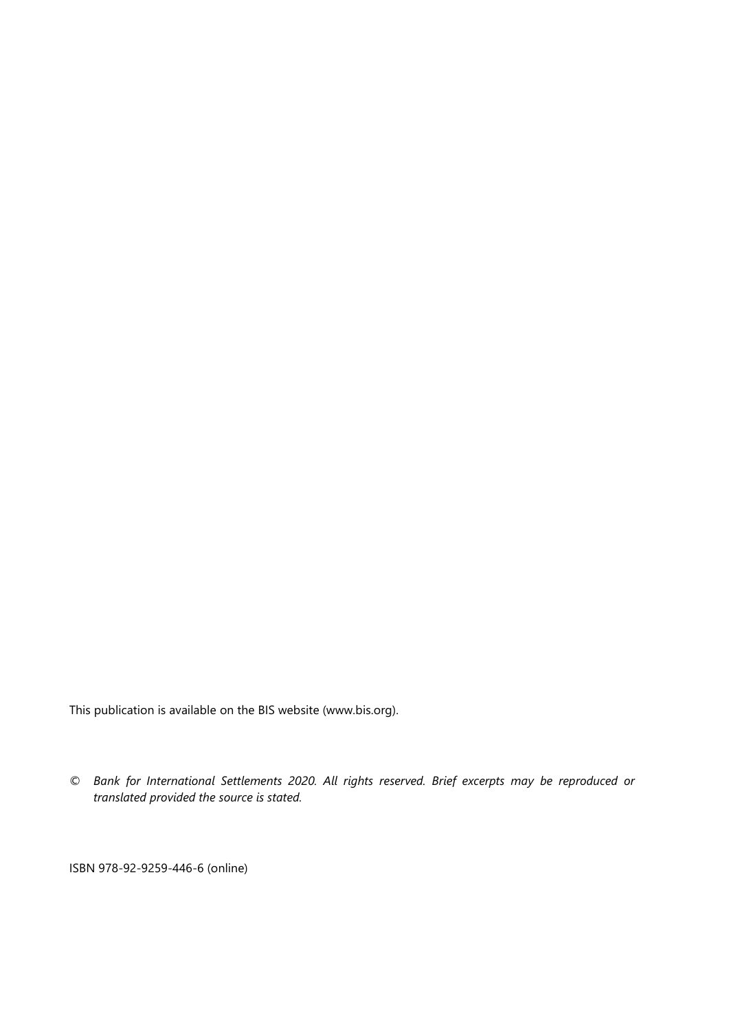This publication is available on the BIS website (www.bis.org).

© *Bank for International Settlements 2020. All rights reserved. Brief excerpts may be reproduced or translated provided the source is stated.*

ISBN 978-92-9259-446-6 (online)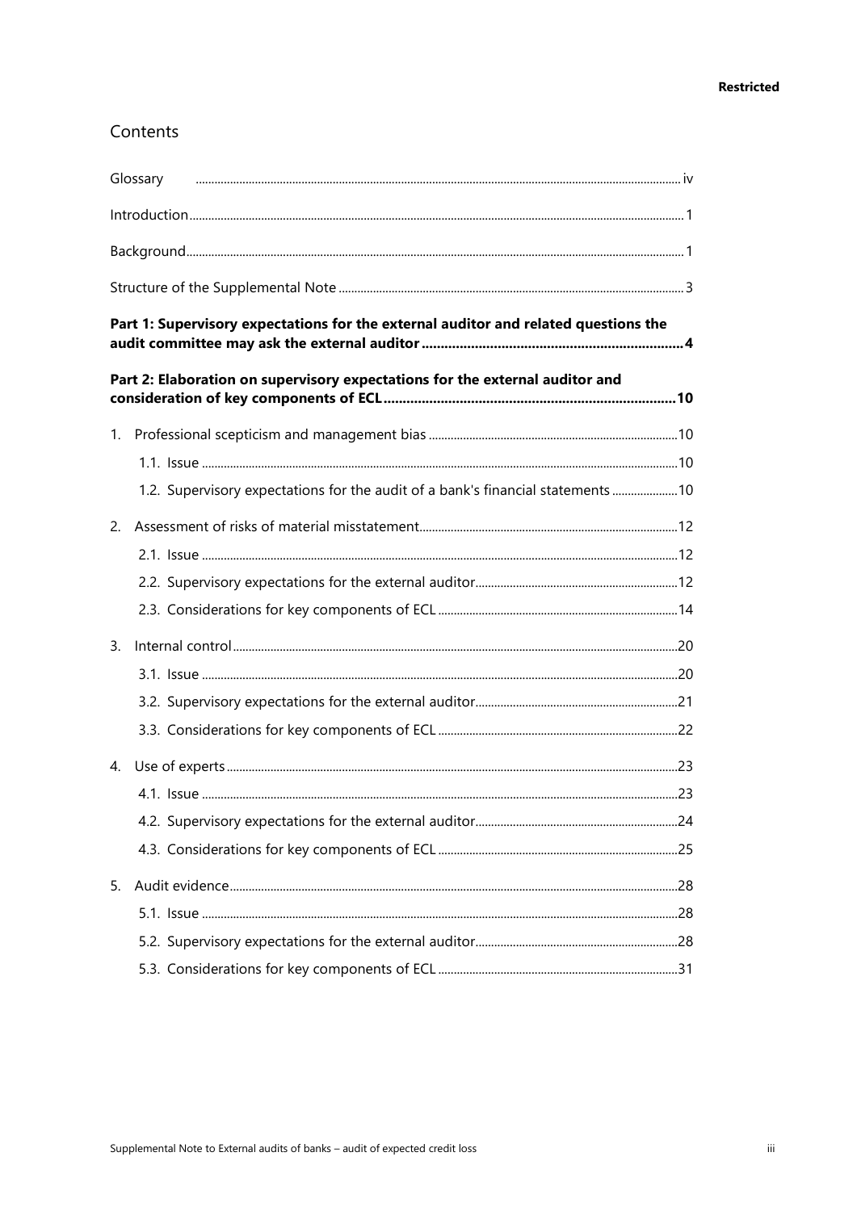## Contents

Glossary ..... iv

Introduction ..... 1

Background ..... 1

Structure of the Supplemental Note ..... 3

**Part 1: Supervisory expectations for the external auditor and related questions the audit committee may ask the external auditor ..... 4**

**Part 2: Elaboration on supervisory expectations for the external auditor and consideration of key components of ECL ..... 10**

1. Professional scepticism and management bias ..... 10
   - 1.1. Issue ..... 10
   - 1.2. Supervisory expectations for the audit of a bank's financial statements ..... 10
2. Assessment of risks of material misstatement ..... 12
   - 2.1. Issue ..... 12
   - 2.2. Supervisory expectations for the external auditor ..... 12
   - 2.3. Considerations for key components of ECL ..... 14
3. Internal control ..... 20
   - 3.1. Issue ..... 20
   - 3.2. Supervisory expectations for the external auditor ..... 21
   - 3.3. Considerations for key components of ECL ..... 22
4. Use of experts ..... 23
   - 4.1. Issue ..... 23
   - 4.2. Supervisory expectations for the external auditor ..... 24
   - 4.3. Considerations for key components of ECL ..... 25
5. Audit evidence ..... 28
   - 5.1. Issue ..... 28
   - 5.2. Supervisory expectations for the external auditor ..... 28
   - 5.3. Considerations for key components of ECL ..... 31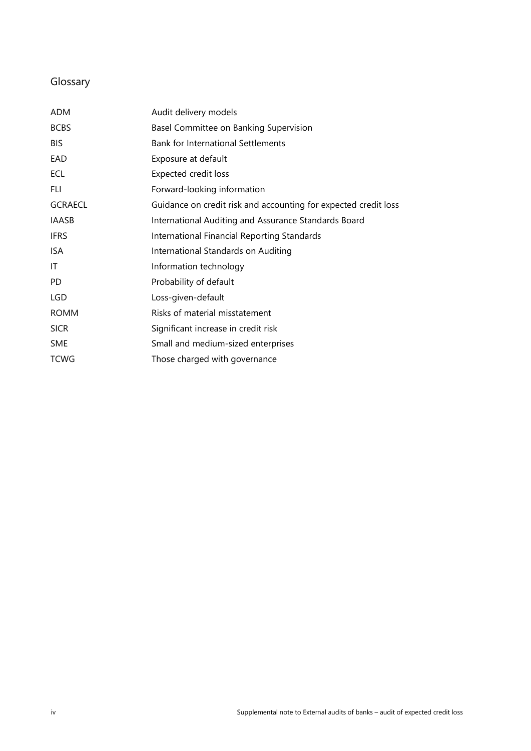## Glossary

| | |
|---|---|
| ADM | Audit delivery models |
| BCBS | Basel Committee on Banking Supervision |
| BIS | Bank for International Settlements |
| EAD | Exposure at default |
| ECL | Expected credit loss |
| FLI | Forward-looking information |
| GCRAECL | Guidance on credit risk and accounting for expected credit loss |
| IAASB | International Auditing and Assurance Standards Board |
| IFRS | International Financial Reporting Standards |
| ISA | International Standards on Auditing |
| IT | Information technology |
| PD | Probability of default |
| LGD | Loss-given-default |
| ROMM | Risks of material misstatement |
| SICR | Significant increase in credit risk |
| SME | Small and medium-sized enterprises |
| TCWG | Those charged with governance |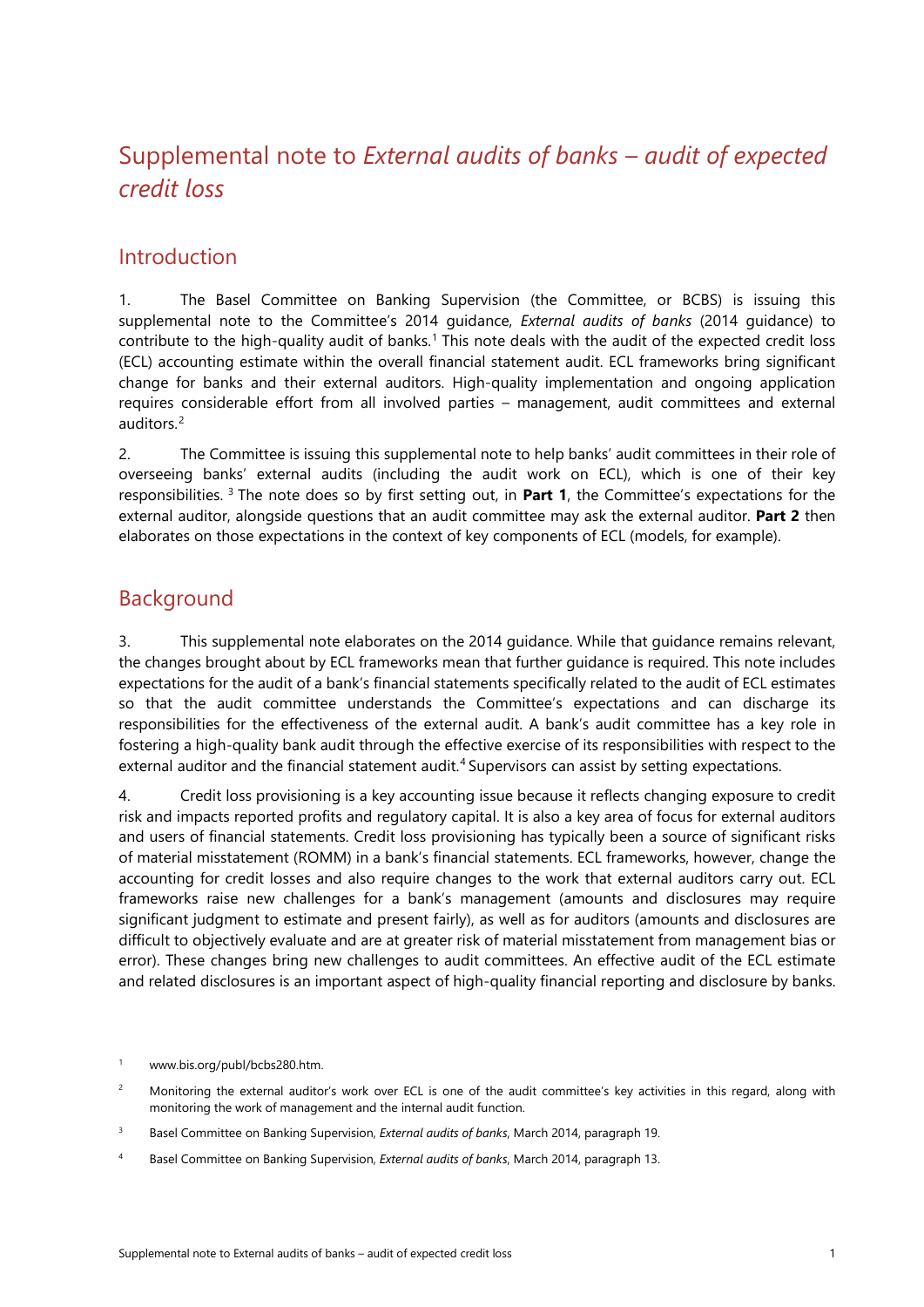# Supplemental note to *External audits of banks – audit of expected credit loss*

## Introduction

1. The Basel Committee on Banking Supervision (the Committee, or BCBS) is issuing this supplemental note to the Committee's 2014 guidance, *External audits of banks* (2014 guidance) to contribute to the high-quality audit of banks.[1] This note deals with the audit of the expected credit loss (ECL) accounting estimate within the overall financial statement audit. ECL frameworks bring significant change for banks and their external auditors. High-quality implementation and ongoing application requires considerable effort from all involved parties – management, audit committees and external auditors.[2]

2. The Committee is issuing this supplemental note to help banks' audit committees in their role of overseeing banks' external audits (including the audit work on ECL), which is one of their key responsibilities. [3] The note does so by first setting out, in **Part 1**, the Committee's expectations for the external auditor, alongside questions that an audit committee may ask the external auditor. **Part 2** then elaborates on those expectations in the context of key components of ECL (models, for example).

## Background

3. This supplemental note elaborates on the 2014 guidance. While that guidance remains relevant, the changes brought about by ECL frameworks mean that further guidance is required. This note includes expectations for the audit of a bank's financial statements specifically related to the audit of ECL estimates so that the audit committee understands the Committee's expectations and can discharge its responsibilities for the effectiveness of the external audit. A bank's audit committee has a key role in fostering a high-quality bank audit through the effective exercise of its responsibilities with respect to the external auditor and the financial statement audit.[4] Supervisors can assist by setting expectations.

4. Credit loss provisioning is a key accounting issue because it reflects changing exposure to credit risk and impacts reported profits and regulatory capital. It is also a key area of focus for external auditors and users of financial statements. Credit loss provisioning has typically been a source of significant risks of material misstatement (ROMM) in a bank's financial statements. ECL frameworks, however, change the accounting for credit losses and also require changes to the work that external auditors carry out. ECL frameworks raise new challenges for a bank's management (amounts and disclosures may require significant judgment to estimate and present fairly), as well as for auditors (amounts and disclosures are difficult to objectively evaluate and are at greater risk of material misstatement from management bias or error). These changes bring new challenges to audit committees. An effective audit of the ECL estimate and related disclosures is an important aspect of high-quality financial reporting and disclosure by banks.

---

[1] www.bis.org/publ/bcbs280.htm.

[2] Monitoring the external auditor's work over ECL is one of the audit committee's key activities in this regard, along with monitoring the work of management and the internal audit function.

[3] Basel Committee on Banking Supervision, *External audits of banks*, March 2014, paragraph 19.

[4] Basel Committee on Banking Supervision, *External audits of banks*, March 2014, paragraph 13.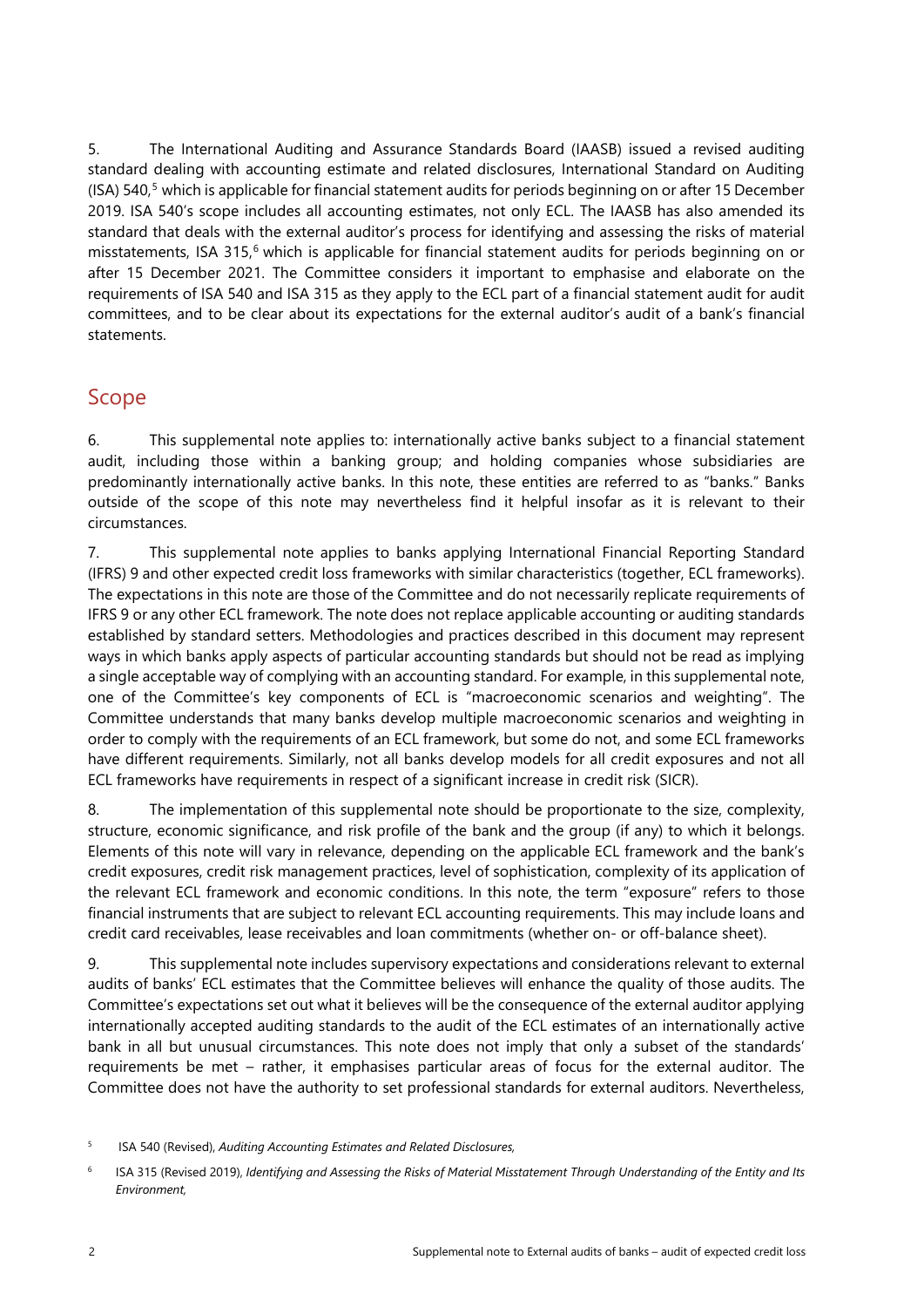5. The International Auditing and Assurance Standards Board (IAASB) issued a revised auditing standard dealing with accounting estimate and related disclosures, International Standard on Auditing (ISA) 540,[5] which is applicable for financial statement audits for periods beginning on or after 15 December 2019. ISA 540's scope includes all accounting estimates, not only ECL. The IAASB has also amended its standard that deals with the external auditor's process for identifying and assessing the risks of material misstatements, ISA 315,[6] which is applicable for financial statement audits for periods beginning on or after 15 December 2021. The Committee considers it important to emphasise and elaborate on the requirements of ISA 540 and ISA 315 as they apply to the ECL part of a financial statement audit for audit committees, and to be clear about its expectations for the external auditor's audit of a bank's financial statements.

## Scope

6. This supplemental note applies to: internationally active banks subject to a financial statement audit, including those within a banking group; and holding companies whose subsidiaries are predominantly internationally active banks. In this note, these entities are referred to as "banks." Banks outside of the scope of this note may nevertheless find it helpful insofar as it is relevant to their circumstances.

7. This supplemental note applies to banks applying International Financial Reporting Standard (IFRS) 9 and other expected credit loss frameworks with similar characteristics (together, ECL frameworks). The expectations in this note are those of the Committee and do not necessarily replicate requirements of IFRS 9 or any other ECL framework. The note does not replace applicable accounting or auditing standards established by standard setters. Methodologies and practices described in this document may represent ways in which banks apply aspects of particular accounting standards but should not be read as implying a single acceptable way of complying with an accounting standard. For example, in this supplemental note, one of the Committee's key components of ECL is "macroeconomic scenarios and weighting". The Committee understands that many banks develop multiple macroeconomic scenarios and weighting in order to comply with the requirements of an ECL framework, but some do not, and some ECL frameworks have different requirements. Similarly, not all banks develop models for all credit exposures and not all ECL frameworks have requirements in respect of a significant increase in credit risk (SICR).

8. The implementation of this supplemental note should be proportionate to the size, complexity, structure, economic significance, and risk profile of the bank and the group (if any) to which it belongs. Elements of this note will vary in relevance, depending on the applicable ECL framework and the bank's credit exposures, credit risk management practices, level of sophistication, complexity of its application of the relevant ECL framework and economic conditions. In this note, the term "exposure" refers to those financial instruments that are subject to relevant ECL accounting requirements. This may include loans and credit card receivables, lease receivables and loan commitments (whether on- or off-balance sheet).

9. This supplemental note includes supervisory expectations and considerations relevant to external audits of banks' ECL estimates that the Committee believes will enhance the quality of those audits. The Committee's expectations set out what it believes will be the consequence of the external auditor applying internationally accepted auditing standards to the audit of the ECL estimates of an internationally active bank in all but unusual circumstances. This note does not imply that only a subset of the standards' requirements be met – rather, it emphasises particular areas of focus for the external auditor. The Committee does not have the authority to set professional standards for external auditors. Nevertheless,

[5] ISA 540 (Revised), *Auditing Accounting Estimates and Related Disclosures,*

[6] ISA 315 (Revised 2019), *Identifying and Assessing the Risks of Material Misstatement Through Understanding of the Entity and Its Environment,*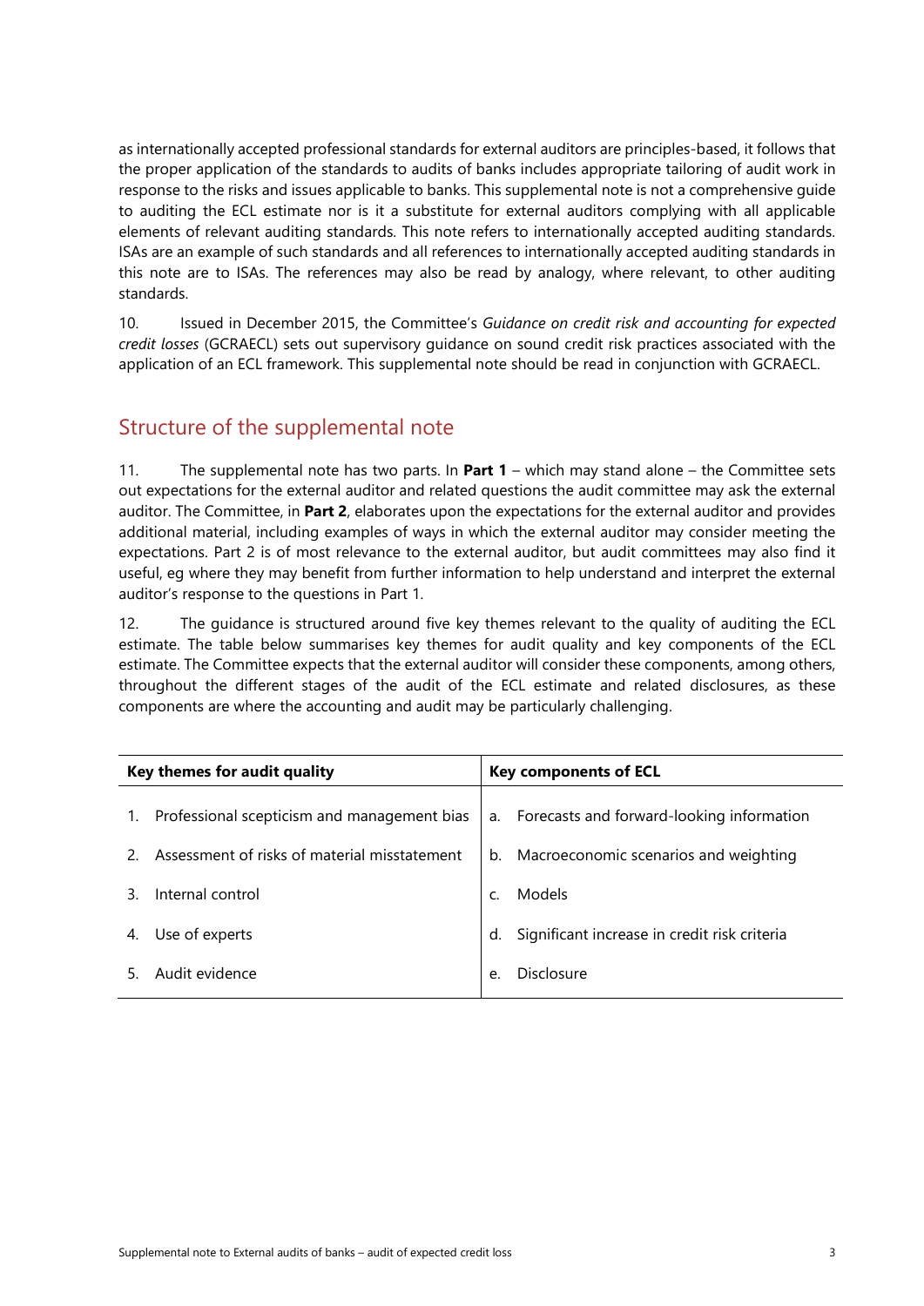as internationally accepted professional standards for external auditors are principles-based, it follows that the proper application of the standards to audits of banks includes appropriate tailoring of audit work in response to the risks and issues applicable to banks. This supplemental note is not a comprehensive guide to auditing the ECL estimate nor is it a substitute for external auditors complying with all applicable elements of relevant auditing standards. This note refers to internationally accepted auditing standards. ISAs are an example of such standards and all references to internationally accepted auditing standards in this note are to ISAs. The references may also be read by analogy, where relevant, to other auditing standards.

10. Issued in December 2015, the Committee's *Guidance on credit risk and accounting for expected credit losses* (GCRAECL) sets out supervisory guidance on sound credit risk practices associated with the application of an ECL framework. This supplemental note should be read in conjunction with GCRAECL.

## Structure of the supplemental note

11. The supplemental note has two parts. In **Part 1** – which may stand alone – the Committee sets out expectations for the external auditor and related questions the audit committee may ask the external auditor. The Committee, in **Part 2**, elaborates upon the expectations for the external auditor and provides additional material, including examples of ways in which the external auditor may consider meeting the expectations. Part 2 is of most relevance to the external auditor, but audit committees may also find it useful, eg where they may benefit from further information to help understand and interpret the external auditor's response to the questions in Part 1.

12. The guidance is structured around five key themes relevant to the quality of auditing the ECL estimate. The table below summarises key themes for audit quality and key components of the ECL estimate. The Committee expects that the external auditor will consider these components, among others, throughout the different stages of the audit of the ECL estimate and related disclosures, as these components are where the accounting and audit may be particularly challenging.

| Key themes for audit quality | Key components of ECL |
|---|---|
| 1. Professional scepticism and management bias | a. Forecasts and forward-looking information |
| 2. Assessment of risks of material misstatement | b. Macroeconomic scenarios and weighting |
| 3. Internal control | c. Models |
| 4. Use of experts | d. Significant increase in credit risk criteria |
| 5. Audit evidence | e. Disclosure |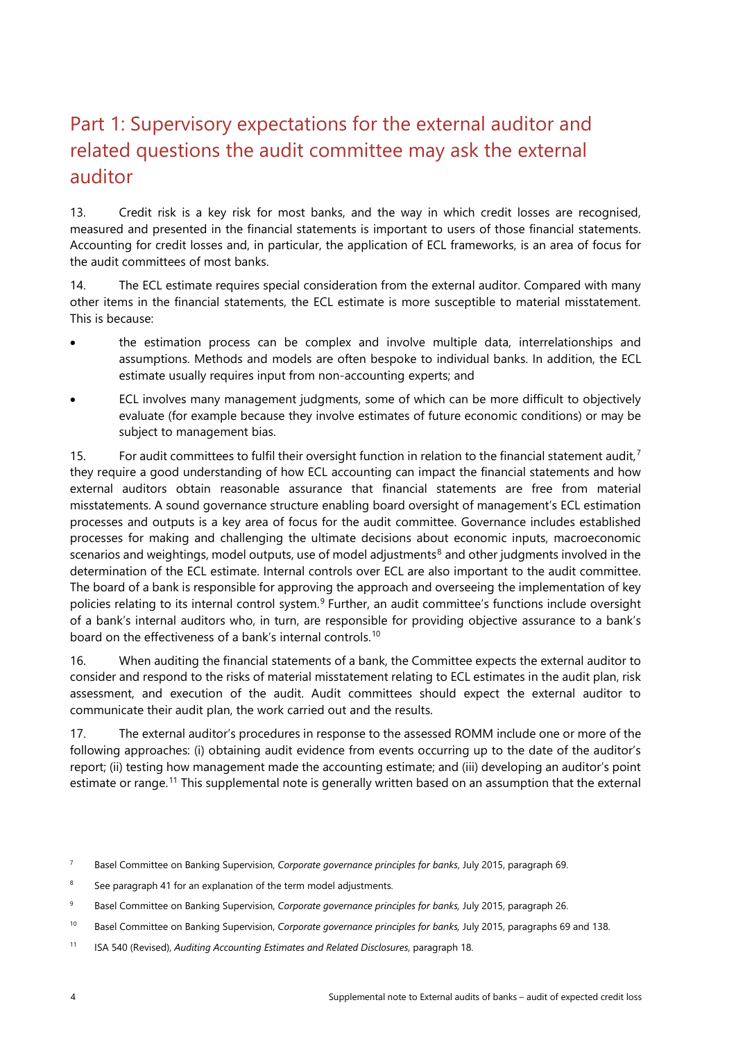# Part 1: Supervisory expectations for the external auditor and related questions the audit committee may ask the external auditor

13. Credit risk is a key risk for most banks, and the way in which credit losses are recognised, measured and presented in the financial statements is important to users of those financial statements. Accounting for credit losses and, in particular, the application of ECL frameworks, is an area of focus for the audit committees of most banks.

14. The ECL estimate requires special consideration from the external auditor. Compared with many other items in the financial statements, the ECL estimate is more susceptible to material misstatement. This is because:

- the estimation process can be complex and involve multiple data, interrelationships and assumptions. Methods and models are often bespoke to individual banks. In addition, the ECL estimate usually requires input from non-accounting experts; and
- ECL involves many management judgments, some of which can be more difficult to objectively evaluate (for example because they involve estimates of future economic conditions) or may be subject to management bias.

15. For audit committees to fulfil their oversight function in relation to the financial statement audit,[7] they require a good understanding of how ECL accounting can impact the financial statements and how external auditors obtain reasonable assurance that financial statements are free from material misstatements. A sound governance structure enabling board oversight of management's ECL estimation processes and outputs is a key area of focus for the audit committee. Governance includes established processes for making and challenging the ultimate decisions about economic inputs, macroeconomic scenarios and weightings, model outputs, use of model adjustments[8] and other judgments involved in the determination of the ECL estimate. Internal controls over ECL are also important to the audit committee. The board of a bank is responsible for approving the approach and overseeing the implementation of key policies relating to its internal control system.[9] Further, an audit committee's functions include oversight of a bank's internal auditors who, in turn, are responsible for providing objective assurance to a bank's board on the effectiveness of a bank's internal controls.[10]

16. When auditing the financial statements of a bank, the Committee expects the external auditor to consider and respond to the risks of material misstatement relating to ECL estimates in the audit plan, risk assessment, and execution of the audit. Audit committees should expect the external auditor to communicate their audit plan, the work carried out and the results.

17. The external auditor's procedures in response to the assessed ROMM include one or more of the following approaches: (i) obtaining audit evidence from events occurring up to the date of the auditor's report; (ii) testing how management made the accounting estimate; and (iii) developing an auditor's point estimate or range.[11] This supplemental note is generally written based on an assumption that the external

[7] Basel Committee on Banking Supervision, *Corporate governance principles for banks*, July 2015, paragraph 69.

[8] See paragraph 41 for an explanation of the term model adjustments.

[9] Basel Committee on Banking Supervision, *Corporate governance principles for banks*, July 2015, paragraph 26.

[10] Basel Committee on Banking Supervision, *Corporate governance principles for banks*, July 2015, paragraphs 69 and 138.

[11] ISA 540 (Revised), *Auditing Accounting Estimates and Related Disclosures*, paragraph 18.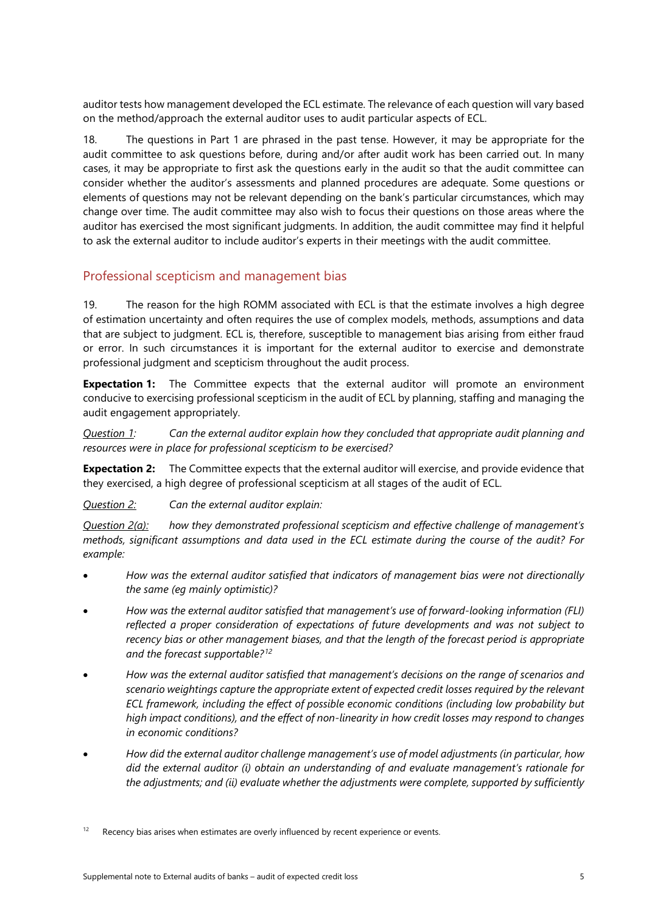auditor tests how management developed the ECL estimate. The relevance of each question will vary based on the method/approach the external auditor uses to audit particular aspects of ECL.

18. The questions in Part 1 are phrased in the past tense. However, it may be appropriate for the audit committee to ask questions before, during and/or after audit work has been carried out. In many cases, it may be appropriate to first ask the questions early in the audit so that the audit committee can consider whether the auditor's assessments and planned procedures are adequate. Some questions or elements of questions may not be relevant depending on the bank's particular circumstances, which may change over time. The audit committee may also wish to focus their questions on those areas where the auditor has exercised the most significant judgments. In addition, the audit committee may find it helpful to ask the external auditor to include auditor's experts in their meetings with the audit committee.

## Professional scepticism and management bias

19. The reason for the high ROMM associated with ECL is that the estimate involves a high degree of estimation uncertainty and often requires the use of complex models, methods, assumptions and data that are subject to judgment. ECL is, therefore, susceptible to management bias arising from either fraud or error. In such circumstances it is important for the external auditor to exercise and demonstrate professional judgment and scepticism throughout the audit process.

**Expectation 1:** The Committee expects that the external auditor will promote an environment conducive to exercising professional scepticism in the audit of ECL by planning, staffing and managing the audit engagement appropriately.

*Question 1:* *Can the external auditor explain how they concluded that appropriate audit planning and resources were in place for professional scepticism to be exercised?*

**Expectation 2:** The Committee expects that the external auditor will exercise, and provide evidence that they exercised, a high degree of professional scepticism at all stages of the audit of ECL.

*Question 2:* *Can the external auditor explain:*

*Question 2(a):* *how they demonstrated professional scepticism and effective challenge of management's methods, significant assumptions and data used in the ECL estimate during the course of the audit? For example:*

- *How was the external auditor satisfied that indicators of management bias were not directionally the same (eg mainly optimistic)?*
- *How was the external auditor satisfied that management's use of forward-looking information (FLI) reflected a proper consideration of expectations of future developments and was not subject to recency bias or other management biases, and that the length of the forecast period is appropriate and the forecast supportable?*[12]
- *How was the external auditor satisfied that management's decisions on the range of scenarios and scenario weightings capture the appropriate extent of expected credit losses required by the relevant ECL framework, including the effect of possible economic conditions (including low probability but high impact conditions), and the effect of non-linearity in how credit losses may respond to changes in economic conditions?*
- *How did the external auditor challenge management's use of model adjustments (in particular, how did the external auditor (i) obtain an understanding of and evaluate management's rationale for the adjustments; and (ii) evaluate whether the adjustments were complete, supported by sufficiently*

[12] Recency bias arises when estimates are overly influenced by recent experience or events.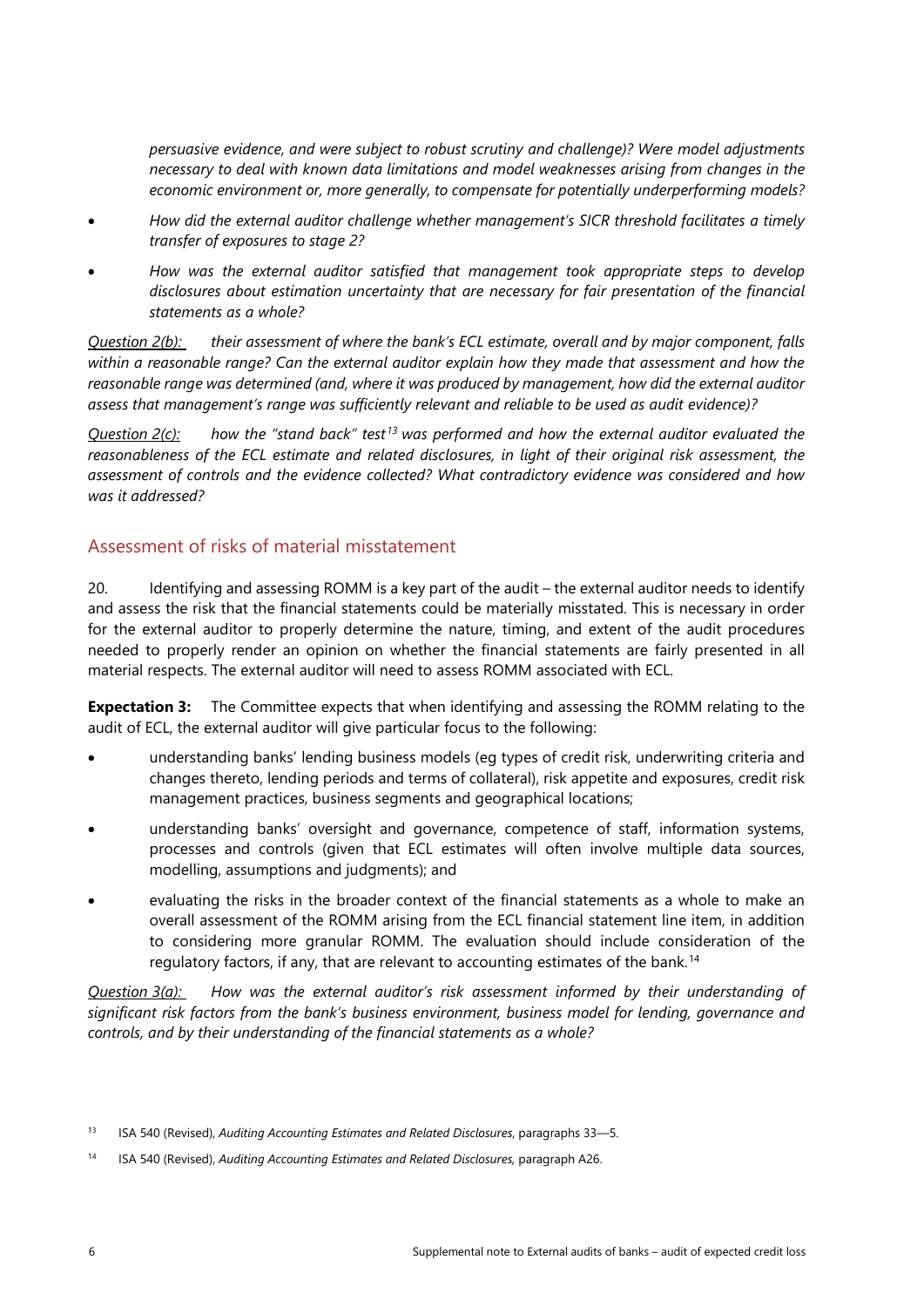*persuasive evidence, and were subject to robust scrutiny and challenge)? Were model adjustments necessary to deal with known data limitations and model weaknesses arising from changes in the economic environment or, more generally, to compensate for potentially underperforming models?*

- *How did the external auditor challenge whether management's SICR threshold facilitates a timely transfer of exposures to stage 2?*
- *How was the external auditor satisfied that management took appropriate steps to develop disclosures about estimation uncertainty that are necessary for fair presentation of the financial statements as a whole?*

*Question 2(b):* *their assessment of where the bank's ECL estimate, overall and by major component, falls within a reasonable range? Can the external auditor explain how they made that assessment and how the reasonable range was determined (and, where it was produced by management, how did the external auditor assess that management's range was sufficiently relevant and reliable to be used as audit evidence)?*

*Question 2(c):* *how the "stand back" test[13] was performed and how the external auditor evaluated the reasonableness of the ECL estimate and related disclosures, in light of their original risk assessment, the assessment of controls and the evidence collected? What contradictory evidence was considered and how was it addressed?*

## Assessment of risks of material misstatement

20. Identifying and assessing ROMM is a key part of the audit – the external auditor needs to identify and assess the risk that the financial statements could be materially misstated. This is necessary in order for the external auditor to properly determine the nature, timing, and extent of the audit procedures needed to properly render an opinion on whether the financial statements are fairly presented in all material respects. The external auditor will need to assess ROMM associated with ECL.

**Expectation 3:** The Committee expects that when identifying and assessing the ROMM relating to the audit of ECL, the external auditor will give particular focus to the following:

- understanding banks' lending business models (eg types of credit risk, underwriting criteria and changes thereto, lending periods and terms of collateral), risk appetite and exposures, credit risk management practices, business segments and geographical locations;
- understanding banks' oversight and governance, competence of staff, information systems, processes and controls (given that ECL estimates will often involve multiple data sources, modelling, assumptions and judgments); and
- evaluating the risks in the broader context of the financial statements as a whole to make an overall assessment of the ROMM arising from the ECL financial statement line item, in addition to considering more granular ROMM. The evaluation should include consideration of the regulatory factors, if any, that are relevant to accounting estimates of the bank.[14]

*Question 3(a):* *How was the external auditor's risk assessment informed by their understanding of significant risk factors from the bank's business environment, business model for lending, governance and controls, and by their understanding of the financial statements as a whole?*

[13] ISA 540 (Revised), *Auditing Accounting Estimates and Related Disclosures*, paragraphs 33—5.

[14] ISA 540 (Revised), *Auditing Accounting Estimates and Related Disclosures,* paragraph A26.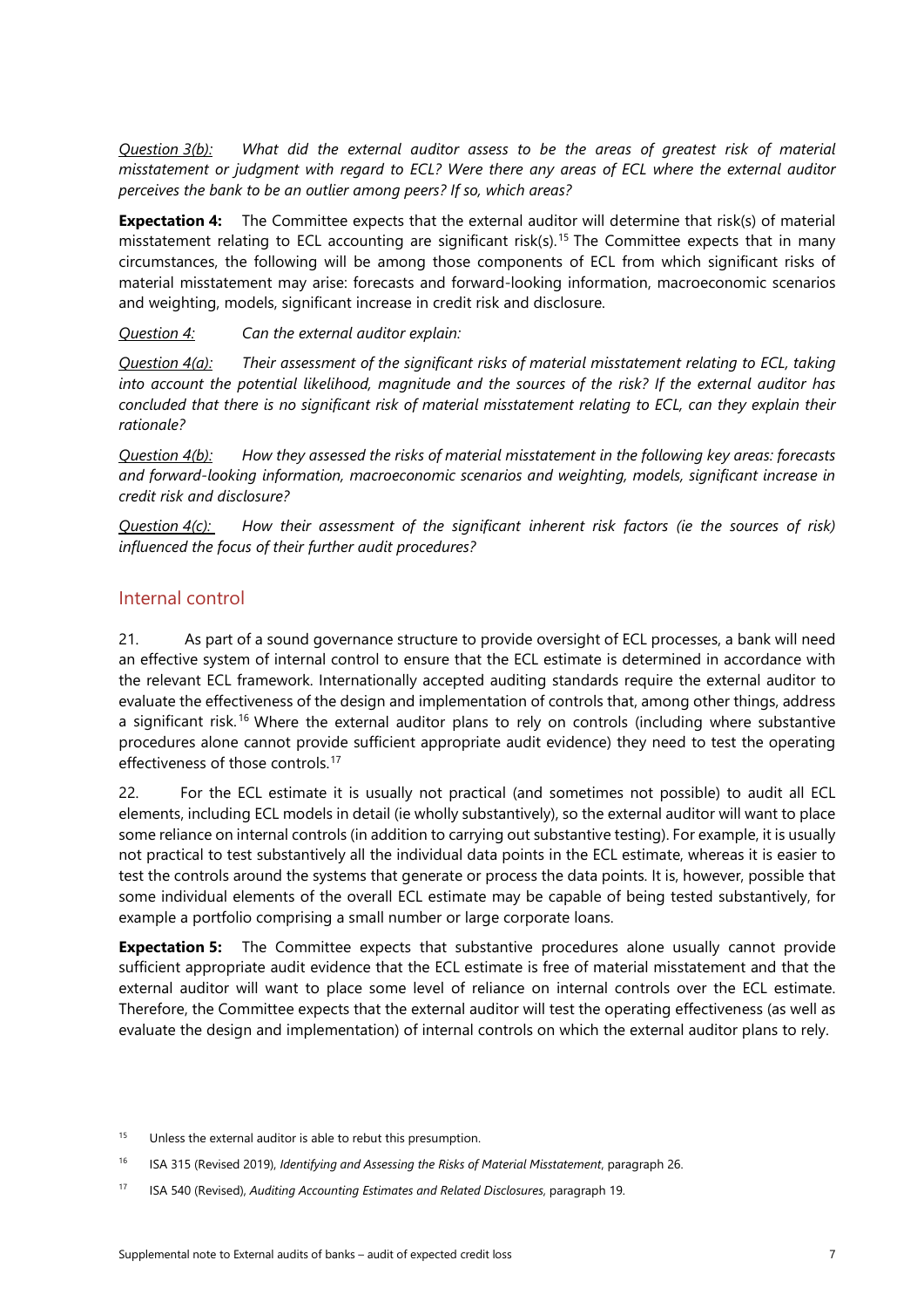*Question 3(b):* *What did the external auditor assess to be the areas of greatest risk of material misstatement or judgment with regard to ECL? Were there any areas of ECL where the external auditor perceives the bank to be an outlier among peers? If so, which areas?*

**Expectation 4:** The Committee expects that the external auditor will determine that risk(s) of material misstatement relating to ECL accounting are significant risk(s).[15] The Committee expects that in many circumstances, the following will be among those components of ECL from which significant risks of material misstatement may arise: forecasts and forward-looking information, macroeconomic scenarios and weighting, models, significant increase in credit risk and disclosure.

*Question 4:* *Can the external auditor explain:*

*Question 4(a):* *Their assessment of the significant risks of material misstatement relating to ECL, taking into account the potential likelihood, magnitude and the sources of the risk? If the external auditor has concluded that there is no significant risk of material misstatement relating to ECL, can they explain their rationale?*

*Question 4(b):* *How they assessed the risks of material misstatement in the following key areas: forecasts and forward-looking information, macroeconomic scenarios and weighting, models, significant increase in credit risk and disclosure?*

*Question 4(c):* *How their assessment of the significant inherent risk factors (ie the sources of risk) influenced the focus of their further audit procedures?*

## Internal control

21. As part of a sound governance structure to provide oversight of ECL processes, a bank will need an effective system of internal control to ensure that the ECL estimate is determined in accordance with the relevant ECL framework. Internationally accepted auditing standards require the external auditor to evaluate the effectiveness of the design and implementation of controls that, among other things, address a significant risk.[16] Where the external auditor plans to rely on controls (including where substantive procedures alone cannot provide sufficient appropriate audit evidence) they need to test the operating effectiveness of those controls.[17]

22. For the ECL estimate it is usually not practical (and sometimes not possible) to audit all ECL elements, including ECL models in detail (ie wholly substantively), so the external auditor will want to place some reliance on internal controls (in addition to carrying out substantive testing). For example, it is usually not practical to test substantively all the individual data points in the ECL estimate, whereas it is easier to test the controls around the systems that generate or process the data points. It is, however, possible that some individual elements of the overall ECL estimate may be capable of being tested substantively, for example a portfolio comprising a small number or large corporate loans.

**Expectation 5:** The Committee expects that substantive procedures alone usually cannot provide sufficient appropriate audit evidence that the ECL estimate is free of material misstatement and that the external auditor will want to place some level of reliance on internal controls over the ECL estimate. Therefore, the Committee expects that the external auditor will test the operating effectiveness (as well as evaluate the design and implementation) of internal controls on which the external auditor plans to rely.

[15] Unless the external auditor is able to rebut this presumption.

[16] ISA 315 (Revised 2019), *Identifying and Assessing the Risks of Material Misstatement*, paragraph 26.

[17] ISA 540 (Revised), *Auditing Accounting Estimates and Related Disclosures*, paragraph 19.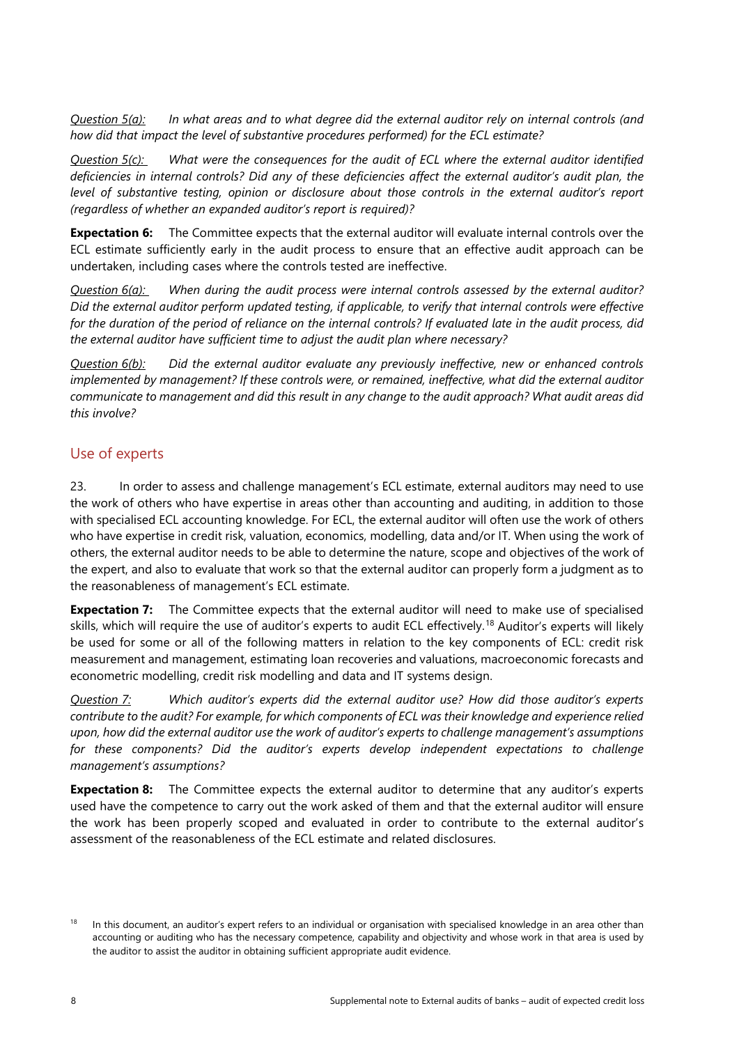*Question 5(a): In what areas and to what degree did the external auditor rely on internal controls (and how did that impact the level of substantive procedures performed) for the ECL estimate?*

*Question 5(c): What were the consequences for the audit of ECL where the external auditor identified deficiencies in internal controls? Did any of these deficiencies affect the external auditor's audit plan, the level of substantive testing, opinion or disclosure about those controls in the external auditor's report (regardless of whether an expanded auditor's report is required)?*

**Expectation 6:** The Committee expects that the external auditor will evaluate internal controls over the ECL estimate sufficiently early in the audit process to ensure that an effective audit approach can be undertaken, including cases where the controls tested are ineffective.

*Question 6(a): When during the audit process were internal controls assessed by the external auditor? Did the external auditor perform updated testing, if applicable, to verify that internal controls were effective for the duration of the period of reliance on the internal controls? If evaluated late in the audit process, did the external auditor have sufficient time to adjust the audit plan where necessary?*

*Question 6(b): Did the external auditor evaluate any previously ineffective, new or enhanced controls implemented by management? If these controls were, or remained, ineffective, what did the external auditor communicate to management and did this result in any change to the audit approach? What audit areas did this involve?*

## Use of experts

23. In order to assess and challenge management's ECL estimate, external auditors may need to use the work of others who have expertise in areas other than accounting and auditing, in addition to those with specialised ECL accounting knowledge. For ECL, the external auditor will often use the work of others who have expertise in credit risk, valuation, economics, modelling, data and/or IT. When using the work of others, the external auditor needs to be able to determine the nature, scope and objectives of the work of the expert, and also to evaluate that work so that the external auditor can properly form a judgment as to the reasonableness of management's ECL estimate.

**Expectation 7:** The Committee expects that the external auditor will need to make use of specialised skills, which will require the use of auditor's experts to audit ECL effectively.[18] Auditor's experts will likely be used for some or all of the following matters in relation to the key components of ECL: credit risk measurement and management, estimating loan recoveries and valuations, macroeconomic forecasts and econometric modelling, credit risk modelling and data and IT systems design.

*Question 7: Which auditor's experts did the external auditor use? How did those auditor's experts contribute to the audit? For example, for which components of ECL was their knowledge and experience relied upon, how did the external auditor use the work of auditor's experts to challenge management's assumptions for these components? Did the auditor's experts develop independent expectations to challenge management's assumptions?*

**Expectation 8:** The Committee expects the external auditor to determine that any auditor's experts used have the competence to carry out the work asked of them and that the external auditor will ensure the work has been properly scoped and evaluated in order to contribute to the external auditor's assessment of the reasonableness of the ECL estimate and related disclosures.

[18] In this document, an auditor's expert refers to an individual or organisation with specialised knowledge in an area other than accounting or auditing who has the necessary competence, capability and objectivity and whose work in that area is used by the auditor to assist the auditor in obtaining sufficient appropriate audit evidence.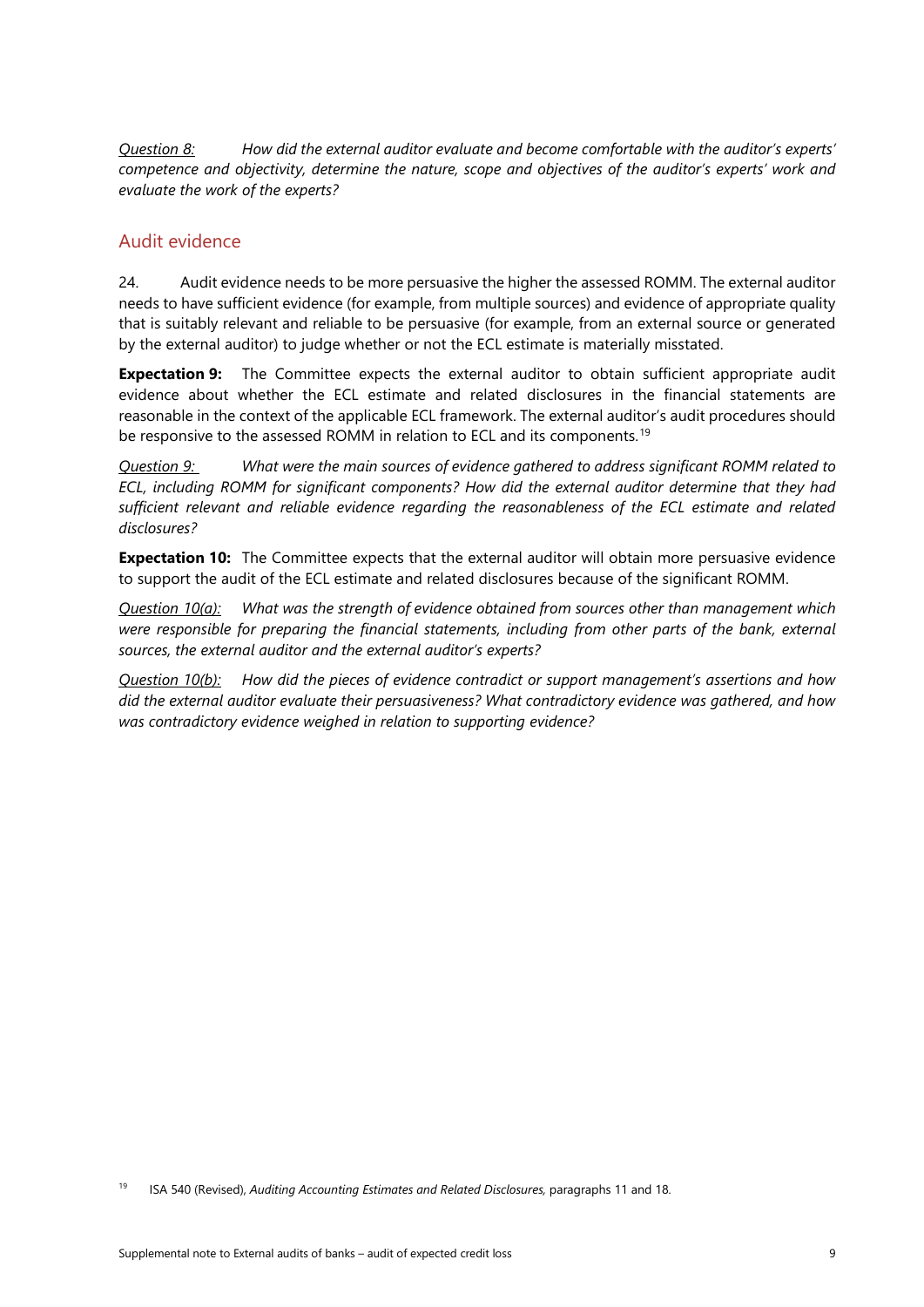*Question 8:* *How did the external auditor evaluate and become comfortable with the auditor's experts' competence and objectivity, determine the nature, scope and objectives of the auditor's experts' work and evaluate the work of the experts?*

## Audit evidence

24. Audit evidence needs to be more persuasive the higher the assessed ROMM. The external auditor needs to have sufficient evidence (for example, from multiple sources) and evidence of appropriate quality that is suitably relevant and reliable to be persuasive (for example, from an external source or generated by the external auditor) to judge whether or not the ECL estimate is materially misstated.

**Expectation 9:** The Committee expects the external auditor to obtain sufficient appropriate audit evidence about whether the ECL estimate and related disclosures in the financial statements are reasonable in the context of the applicable ECL framework. The external auditor's audit procedures should be responsive to the assessed ROMM in relation to ECL and its components.[19]

*Question 9:* *What were the main sources of evidence gathered to address significant ROMM related to ECL, including ROMM for significant components? How did the external auditor determine that they had sufficient relevant and reliable evidence regarding the reasonableness of the ECL estimate and related disclosures?*

**Expectation 10:** The Committee expects that the external auditor will obtain more persuasive evidence to support the audit of the ECL estimate and related disclosures because of the significant ROMM.

*Question 10(a):* *What was the strength of evidence obtained from sources other than management which were responsible for preparing the financial statements, including from other parts of the bank, external sources, the external auditor and the external auditor's experts?*

*Question 10(b):* *How did the pieces of evidence contradict or support management's assertions and how did the external auditor evaluate their persuasiveness? What contradictory evidence was gathered, and how was contradictory evidence weighed in relation to supporting evidence?*

[19] ISA 540 (Revised), *Auditing Accounting Estimates and Related Disclosures,* paragraphs 11 and 18.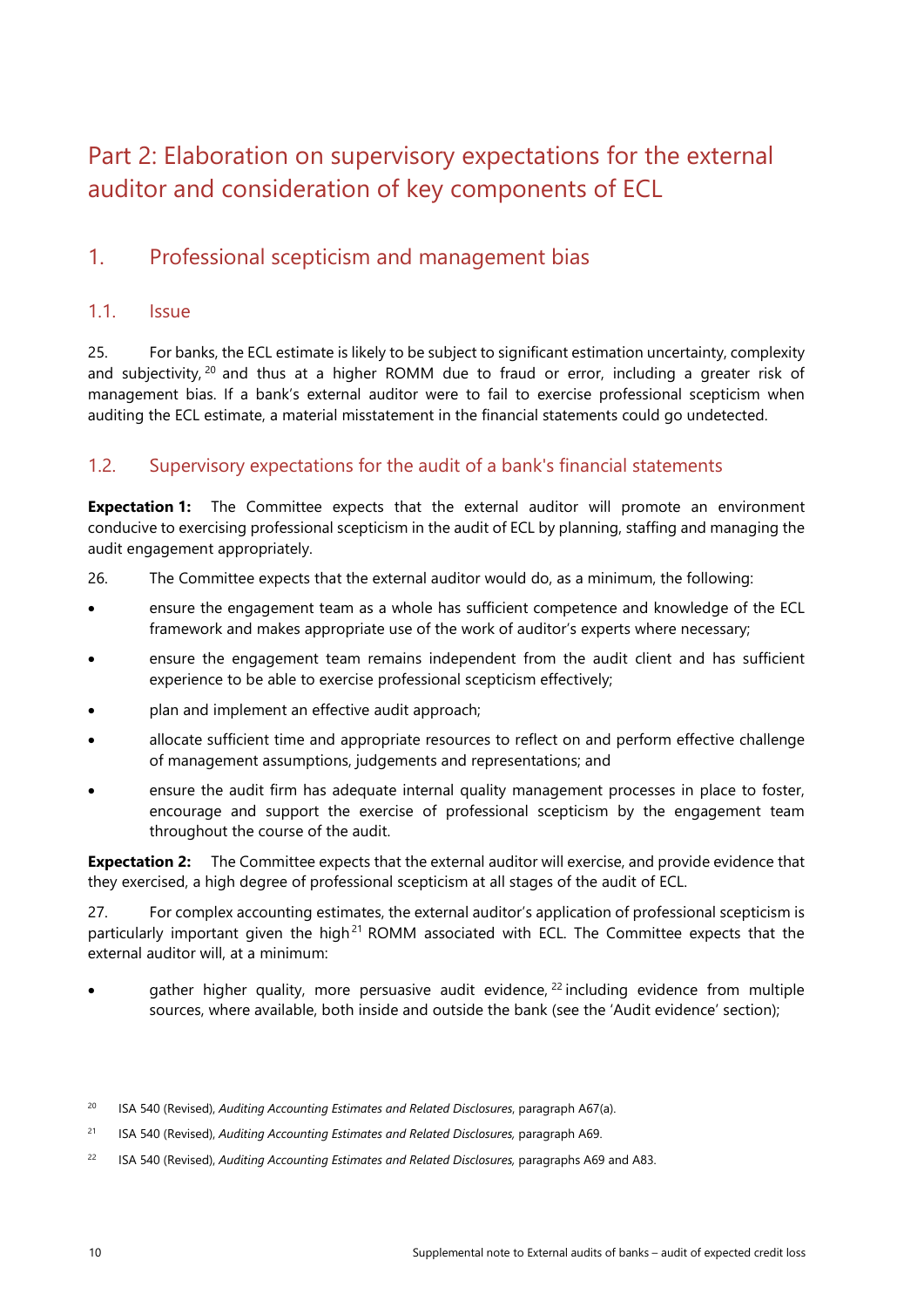# Part 2: Elaboration on supervisory expectations for the external auditor and consideration of key components of ECL

## 1. Professional scepticism and management bias

### 1.1. Issue

25. For banks, the ECL estimate is likely to be subject to significant estimation uncertainty, complexity and subjectivity,[20] and thus at a higher ROMM due to fraud or error, including a greater risk of management bias. If a bank's external auditor were to fail to exercise professional scepticism when auditing the ECL estimate, a material misstatement in the financial statements could go undetected.

### 1.2. Supervisory expectations for the audit of a bank's financial statements

**Expectation 1:** The Committee expects that the external auditor will promote an environment conducive to exercising professional scepticism in the audit of ECL by planning, staffing and managing the audit engagement appropriately.

26. The Committee expects that the external auditor would do, as a minimum, the following:

- ensure the engagement team as a whole has sufficient competence and knowledge of the ECL framework and makes appropriate use of the work of auditor's experts where necessary;
- ensure the engagement team remains independent from the audit client and has sufficient experience to be able to exercise professional scepticism effectively;
- plan and implement an effective audit approach;
- allocate sufficient time and appropriate resources to reflect on and perform effective challenge of management assumptions, judgements and representations; and
- ensure the audit firm has adequate internal quality management processes in place to foster, encourage and support the exercise of professional scepticism by the engagement team throughout the course of the audit.

**Expectation 2:** The Committee expects that the external auditor will exercise, and provide evidence that they exercised, a high degree of professional scepticism at all stages of the audit of ECL.

27. For complex accounting estimates, the external auditor's application of professional scepticism is particularly important given the high[21] ROMM associated with ECL. The Committee expects that the external auditor will, at a minimum:

- gather higher quality, more persuasive audit evidence,[22] including evidence from multiple sources, where available, both inside and outside the bank (see the 'Audit evidence' section);

[20] ISA 540 (Revised), *Auditing Accounting Estimates and Related Disclosures*, paragraph A67(a).

[21] ISA 540 (Revised), *Auditing Accounting Estimates and Related Disclosures,* paragraph A69.

[22] ISA 540 (Revised), *Auditing Accounting Estimates and Related Disclosures,* paragraphs A69 and A83.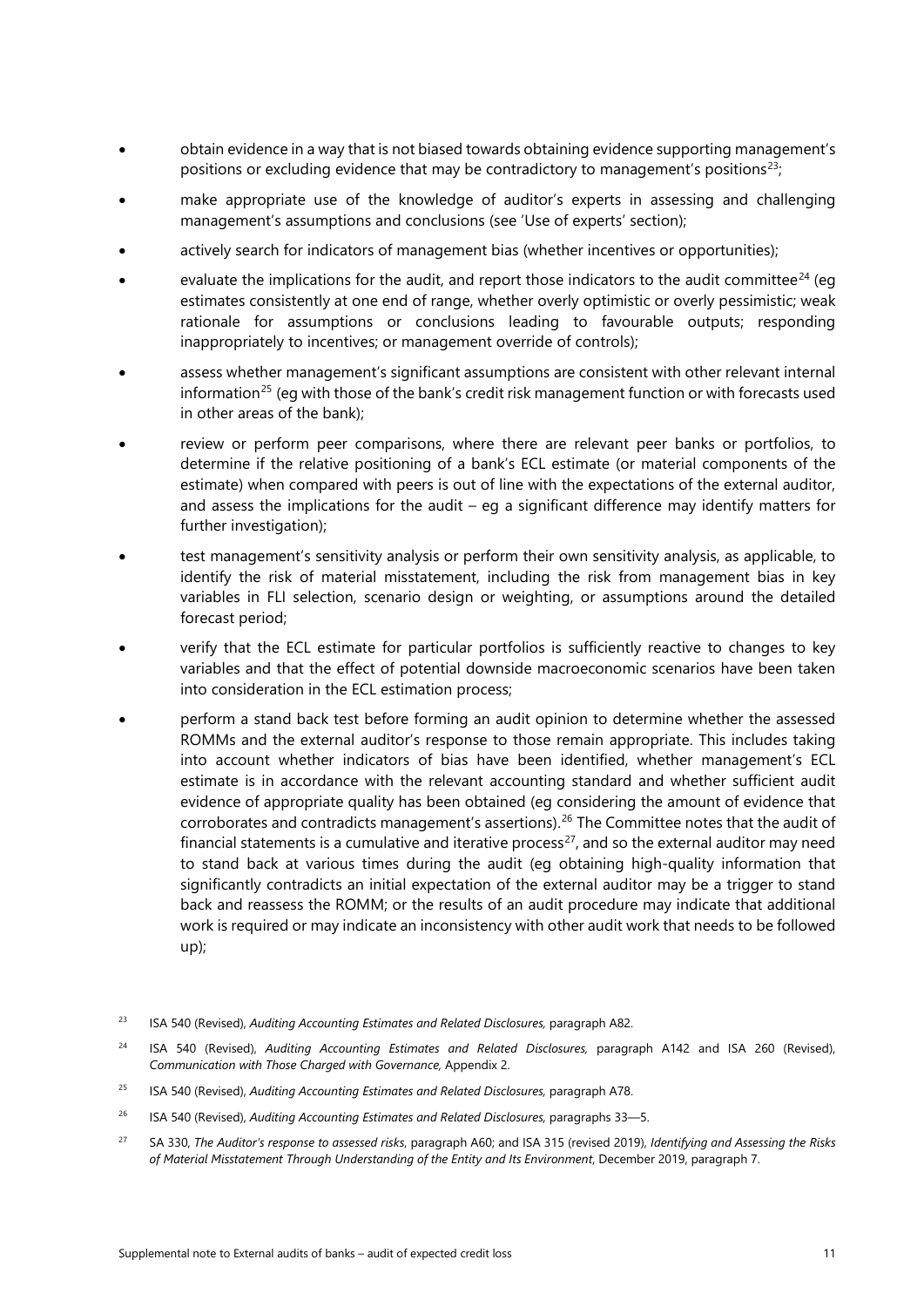- obtain evidence in a way that is not biased towards obtaining evidence supporting management's positions or excluding evidence that may be contradictory to management's positions[23];
- make appropriate use of the knowledge of auditor's experts in assessing and challenging management's assumptions and conclusions (see 'Use of experts' section);
- actively search for indicators of management bias (whether incentives or opportunities);
- evaluate the implications for the audit, and report those indicators to the audit committee[24] (eg estimates consistently at one end of range, whether overly optimistic or overly pessimistic; weak rationale for assumptions or conclusions leading to favourable outputs; responding inappropriately to incentives; or management override of controls);
- assess whether management's significant assumptions are consistent with other relevant internal information[25] (eg with those of the bank's credit risk management function or with forecasts used in other areas of the bank);
- review or perform peer comparisons, where there are relevant peer banks or portfolios, to determine if the relative positioning of a bank's ECL estimate (or material components of the estimate) when compared with peers is out of line with the expectations of the external auditor, and assess the implications for the audit – eg a significant difference may identify matters for further investigation);
- test management's sensitivity analysis or perform their own sensitivity analysis, as applicable, to identify the risk of material misstatement, including the risk from management bias in key variables in FLI selection, scenario design or weighting, or assumptions around the detailed forecast period;
- verify that the ECL estimate for particular portfolios is sufficiently reactive to changes to key variables and that the effect of potential downside macroeconomic scenarios have been taken into consideration in the ECL estimation process;
- perform a stand back test before forming an audit opinion to determine whether the assessed ROMMs and the external auditor's response to those remain appropriate. This includes taking into account whether indicators of bias have been identified, whether management's ECL estimate is in accordance with the relevant accounting standard and whether sufficient audit evidence of appropriate quality has been obtained (eg considering the amount of evidence that corroborates and contradicts management's assertions).[26] The Committee notes that the audit of financial statements is a cumulative and iterative process[27], and so the external auditor may need to stand back at various times during the audit (eg obtaining high-quality information that significantly contradicts an initial expectation of the external auditor may be a trigger to stand back and reassess the ROMM; or the results of an audit procedure may indicate that additional work is required or may indicate an inconsistency with other audit work that needs to be followed up);

[23] ISA 540 (Revised), *Auditing Accounting Estimates and Related Disclosures,* paragraph A82.

[24] ISA 540 (Revised), *Auditing Accounting Estimates and Related Disclosures,* paragraph A142 and ISA 260 (Revised), *Communication with Those Charged with Governance,* Appendix 2.

[25] ISA 540 (Revised), *Auditing Accounting Estimates and Related Disclosures,* paragraph A78.

[26] ISA 540 (Revised), *Auditing Accounting Estimates and Related Disclosures,* paragraphs 33—5.

[27] SA 330, *The Auditor's response to assessed risks*, paragraph A60; and ISA 315 (revised 2019), *Identifying and Assessing the Risks of Material Misstatement Through Understanding of the Entity and Its Environment*, December 2019, paragraph 7.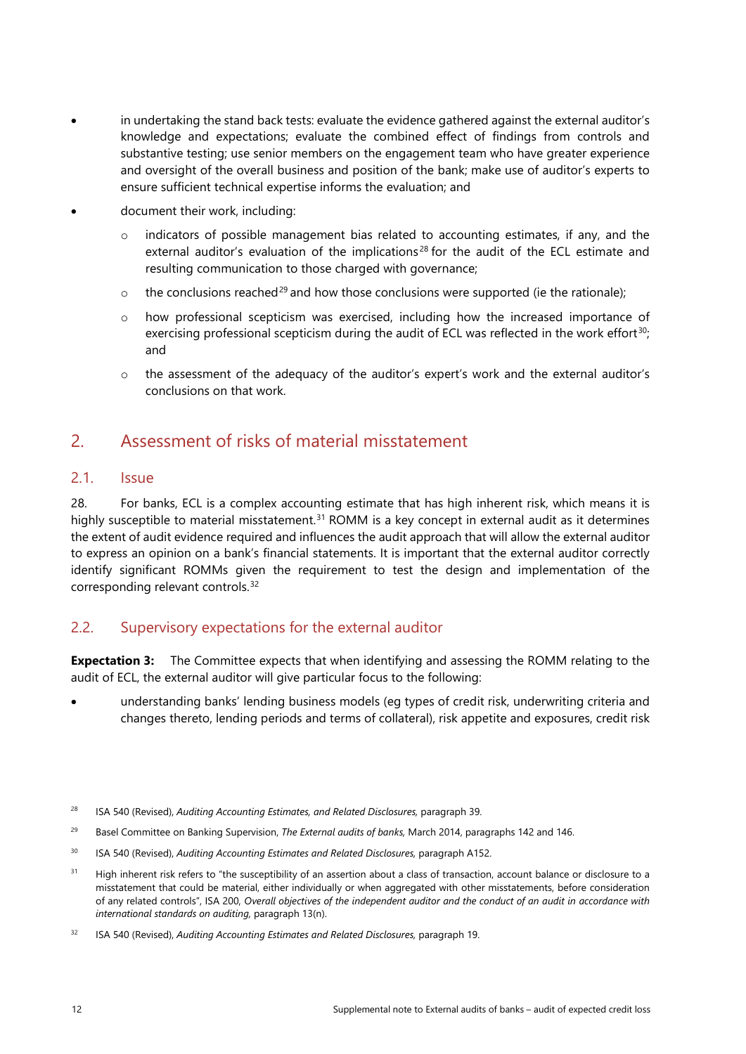- in undertaking the stand back tests: evaluate the evidence gathered against the external auditor's knowledge and expectations; evaluate the combined effect of findings from controls and substantive testing; use senior members on the engagement team who have greater experience and oversight of the overall business and position of the bank; make use of auditor's experts to ensure sufficient technical expertise informs the evaluation; and
- document their work, including:
  - indicators of possible management bias related to accounting estimates, if any, and the external auditor's evaluation of the implications[28] for the audit of the ECL estimate and resulting communication to those charged with governance;
  - the conclusions reached[29] and how those conclusions were supported (ie the rationale);
  - how professional scepticism was exercised, including how the increased importance of exercising professional scepticism during the audit of ECL was reflected in the work effort[30]; and
  - the assessment of the adequacy of the auditor's expert's work and the external auditor's conclusions on that work.

## 2. Assessment of risks of material misstatement

### 2.1. Issue

28. For banks, ECL is a complex accounting estimate that has high inherent risk, which means it is highly susceptible to material misstatement.[31] ROMM is a key concept in external audit as it determines the extent of audit evidence required and influences the audit approach that will allow the external auditor to express an opinion on a bank's financial statements. It is important that the external auditor correctly identify significant ROMMs given the requirement to test the design and implementation of the corresponding relevant controls.[32]

### 2.2. Supervisory expectations for the external auditor

**Expectation 3:** The Committee expects that when identifying and assessing the ROMM relating to the audit of ECL, the external auditor will give particular focus to the following:

- understanding banks' lending business models (eg types of credit risk, underwriting criteria and changes thereto, lending periods and terms of collateral), risk appetite and exposures, credit risk

---

[28] ISA 540 (Revised), *Auditing Accounting Estimates, and Related Disclosures,* paragraph 39.

[29] Basel Committee on Banking Supervision, *The External audits of banks,* March 2014, paragraphs 142 and 146.

[30] ISA 540 (Revised), *Auditing Accounting Estimates and Related Disclosures,* paragraph A152.

[31] High inherent risk refers to "the susceptibility of an assertion about a class of transaction, account balance or disclosure to a misstatement that could be material, either individually or when aggregated with other misstatements, before consideration of any related controls", ISA 200, *Overall objectives of the independent auditor and the conduct of an audit in accordance with international standards on auditing,* paragraph 13(n).

[32] ISA 540 (Revised), *Auditing Accounting Estimates and Related Disclosures,* paragraph 19.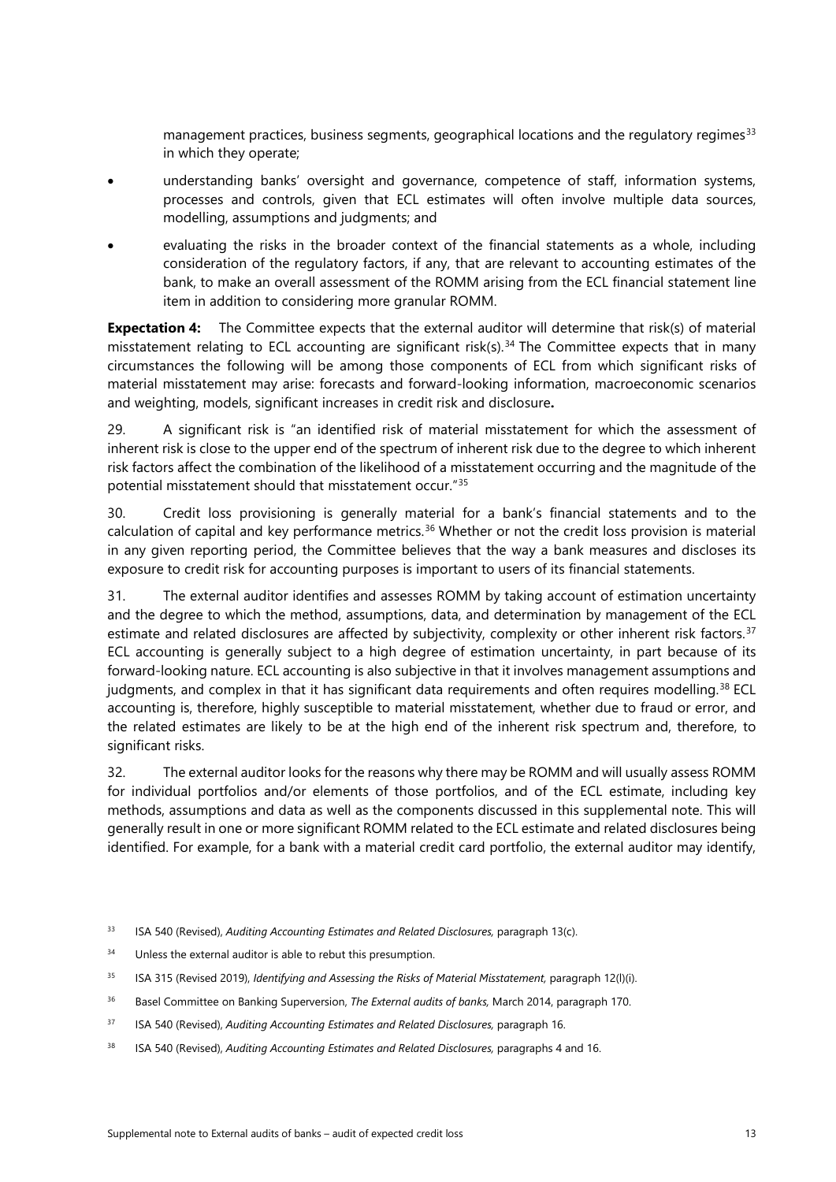management practices, business segments, geographical locations and the regulatory regimes[33] in which they operate;

- understanding banks' oversight and governance, competence of staff, information systems, processes and controls, given that ECL estimates will often involve multiple data sources, modelling, assumptions and judgments; and
- evaluating the risks in the broader context of the financial statements as a whole, including consideration of the regulatory factors, if any, that are relevant to accounting estimates of the bank, to make an overall assessment of the ROMM arising from the ECL financial statement line item in addition to considering more granular ROMM.

**Expectation 4:** The Committee expects that the external auditor will determine that risk(s) of material misstatement relating to ECL accounting are significant risk(s).[34] The Committee expects that in many circumstances the following will be among those components of ECL from which significant risks of material misstatement may arise: forecasts and forward-looking information, macroeconomic scenarios and weighting, models, significant increases in credit risk and disclosure**.**

29. A significant risk is "an identified risk of material misstatement for which the assessment of inherent risk is close to the upper end of the spectrum of inherent risk due to the degree to which inherent risk factors affect the combination of the likelihood of a misstatement occurring and the magnitude of the potential misstatement should that misstatement occur."[35]

30. Credit loss provisioning is generally material for a bank's financial statements and to the calculation of capital and key performance metrics.[36] Whether or not the credit loss provision is material in any given reporting period, the Committee believes that the way a bank measures and discloses its exposure to credit risk for accounting purposes is important to users of its financial statements.

31. The external auditor identifies and assesses ROMM by taking account of estimation uncertainty and the degree to which the method, assumptions, data, and determination by management of the ECL estimate and related disclosures are affected by subjectivity, complexity or other inherent risk factors.[37] ECL accounting is generally subject to a high degree of estimation uncertainty, in part because of its forward-looking nature. ECL accounting is also subjective in that it involves management assumptions and judgments, and complex in that it has significant data requirements and often requires modelling.[38] ECL accounting is, therefore, highly susceptible to material misstatement, whether due to fraud or error, and the related estimates are likely to be at the high end of the inherent risk spectrum and, therefore, to significant risks.

32. The external auditor looks for the reasons why there may be ROMM and will usually assess ROMM for individual portfolios and/or elements of those portfolios, and of the ECL estimate, including key methods, assumptions and data as well as the components discussed in this supplemental note. This will generally result in one or more significant ROMM related to the ECL estimate and related disclosures being identified. For example, for a bank with a material credit card portfolio, the external auditor may identify,

[33] ISA 540 (Revised), *Auditing Accounting Estimates and Related Disclosures,* paragraph 13(c).

[34] Unless the external auditor is able to rebut this presumption.

[35] ISA 315 (Revised 2019), *Identifying and Assessing the Risks of Material Misstatement,* paragraph 12(l)(i).

[36] Basel Committee on Banking Superversion, *The External audits of banks,* March 2014, paragraph 170.

[37] ISA 540 (Revised), *Auditing Accounting Estimates and Related Disclosures,* paragraph 16.

[38] ISA 540 (Revised), *Auditing Accounting Estimates and Related Disclosures,* paragraphs 4 and 16.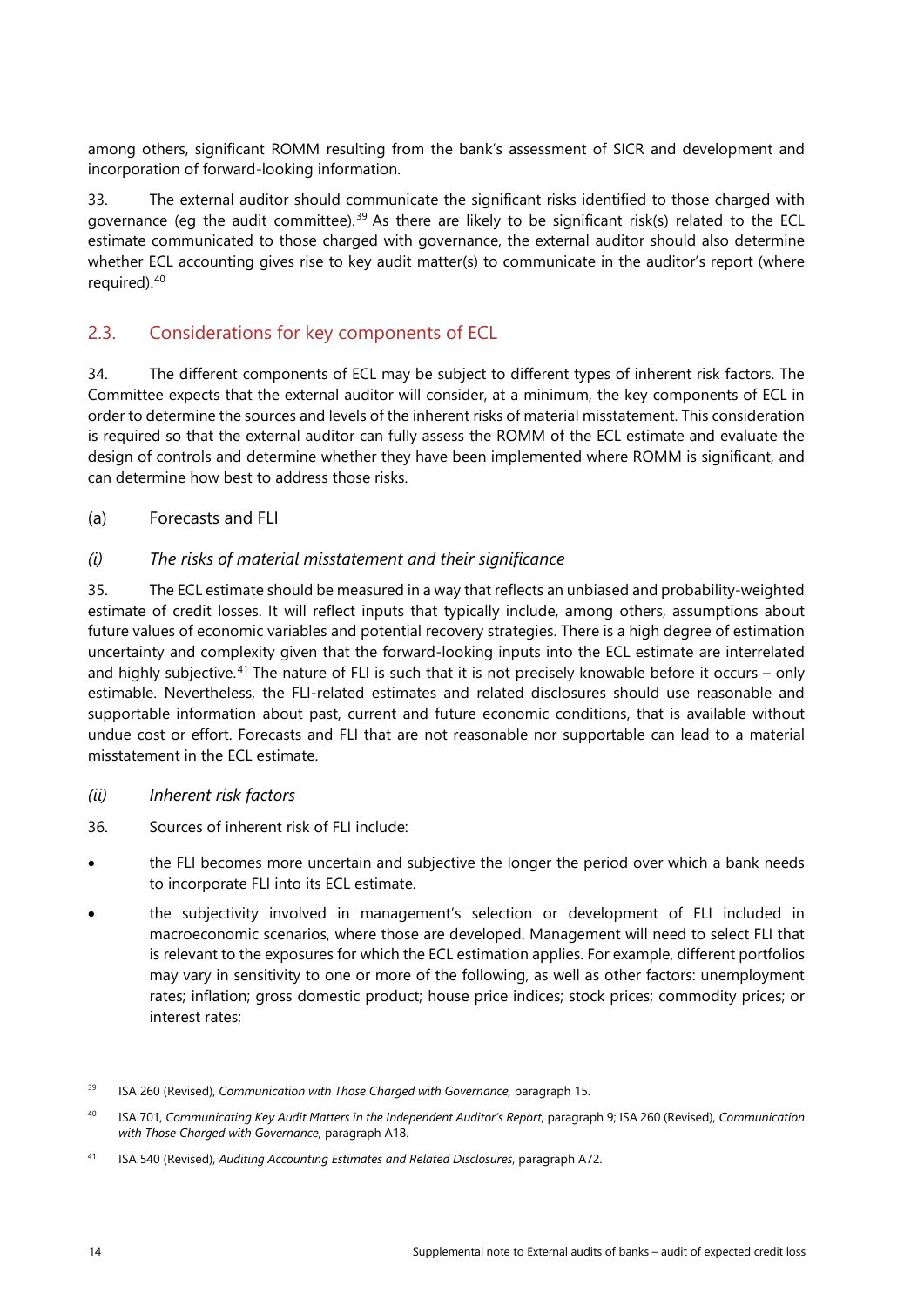among others, significant ROMM resulting from the bank's assessment of SICR and development and incorporation of forward-looking information.

33. The external auditor should communicate the significant risks identified to those charged with governance (eg the audit committee).[39] As there are likely to be significant risk(s) related to the ECL estimate communicated to those charged with governance, the external auditor should also determine whether ECL accounting gives rise to key audit matter(s) to communicate in the auditor's report (where required).[40]

## 2.3. Considerations for key components of ECL

34. The different components of ECL may be subject to different types of inherent risk factors. The Committee expects that the external auditor will consider, at a minimum, the key components of ECL in order to determine the sources and levels of the inherent risks of material misstatement. This consideration is required so that the external auditor can fully assess the ROMM of the ECL estimate and evaluate the design of controls and determine whether they have been implemented where ROMM is significant, and can determine how best to address those risks.

### (a) Forecasts and FLI

#### *(i) The risks of material misstatement and their significance*

35. The ECL estimate should be measured in a way that reflects an unbiased and probability-weighted estimate of credit losses. It will reflect inputs that typically include, among others, assumptions about future values of economic variables and potential recovery strategies. There is a high degree of estimation uncertainty and complexity given that the forward-looking inputs into the ECL estimate are interrelated and highly subjective.[41] The nature of FLI is such that it is not precisely knowable before it occurs – only estimable. Nevertheless, the FLI-related estimates and related disclosures should use reasonable and supportable information about past, current and future economic conditions, that is available without undue cost or effort. Forecasts and FLI that are not reasonable nor supportable can lead to a material misstatement in the ECL estimate.

#### *(ii) Inherent risk factors*

36. Sources of inherent risk of FLI include:

- the FLI becomes more uncertain and subjective the longer the period over which a bank needs to incorporate FLI into its ECL estimate.
- the subjectivity involved in management's selection or development of FLI included in macroeconomic scenarios, where those are developed. Management will need to select FLI that is relevant to the exposures for which the ECL estimation applies. For example, different portfolios may vary in sensitivity to one or more of the following, as well as other factors: unemployment rates; inflation; gross domestic product; house price indices; stock prices; commodity prices; or interest rates;

---

[39] ISA 260 (Revised), *Communication with Those Charged with Governance,* paragraph 15.

[40] ISA 701, *Communicating Key Audit Matters in the Independent Auditor's Report*, paragraph 9; ISA 260 (Revised), *Communication with Those Charged with Governance,* paragraph A18.

[41] ISA 540 (Revised), *Auditing Accounting Estimates and Related Disclosures*, paragraph A72.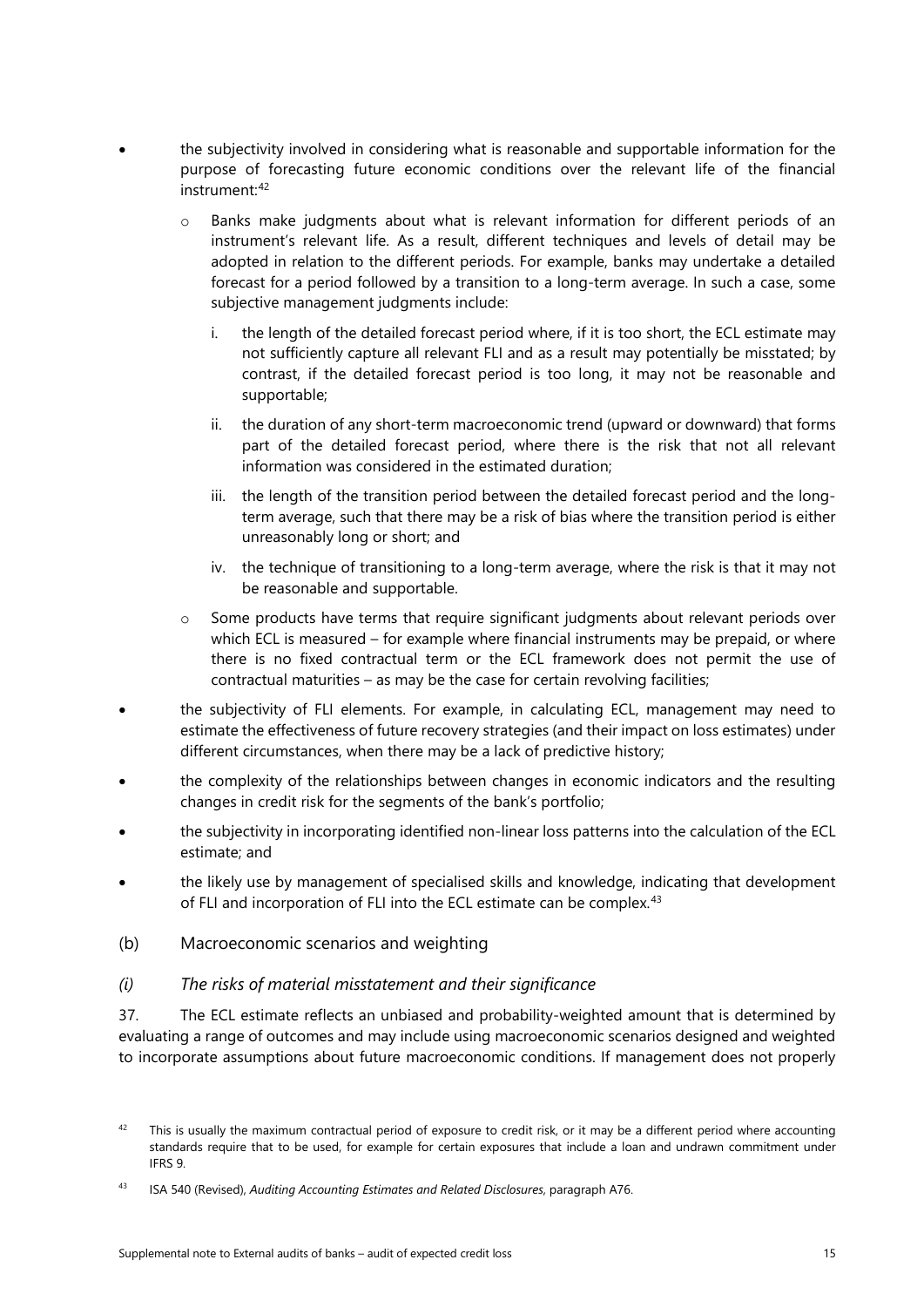- the subjectivity involved in considering what is reasonable and supportable information for the purpose of forecasting future economic conditions over the relevant life of the financial instrument:[42]
  - Banks make judgments about what is relevant information for different periods of an instrument's relevant life. As a result, different techniques and levels of detail may be adopted in relation to the different periods. For example, banks may undertake a detailed forecast for a period followed by a transition to a long-term average. In such a case, some subjective management judgments include:
    1. the length of the detailed forecast period where, if it is too short, the ECL estimate may not sufficiently capture all relevant FLI and as a result may potentially be misstated; by contrast, if the detailed forecast period is too long, it may not be reasonable and supportable;
    2. the duration of any short-term macroeconomic trend (upward or downward) that forms part of the detailed forecast period, where there is the risk that not all relevant information was considered in the estimated duration;
    3. the length of the transition period between the detailed forecast period and the long-term average, such that there may be a risk of bias where the transition period is either unreasonably long or short; and
    4. the technique of transitioning to a long-term average, where the risk is that it may not be reasonable and supportable.
  - Some products have terms that require significant judgments about relevant periods over which ECL is measured – for example where financial instruments may be prepaid, or where there is no fixed contractual term or the ECL framework does not permit the use of contractual maturities – as may be the case for certain revolving facilities;
- the subjectivity of FLI elements. For example, in calculating ECL, management may need to estimate the effectiveness of future recovery strategies (and their impact on loss estimates) under different circumstances, when there may be a lack of predictive history;
- the complexity of the relationships between changes in economic indicators and the resulting changes in credit risk for the segments of the bank's portfolio;
- the subjectivity in incorporating identified non-linear loss patterns into the calculation of the ECL estimate; and
- the likely use by management of specialised skills and knowledge, indicating that development of FLI and incorporation of FLI into the ECL estimate can be complex.[43]

### (b) Macroeconomic scenarios and weighting

#### *(i) The risks of material misstatement and their significance*

37. The ECL estimate reflects an unbiased and probability-weighted amount that is determined by evaluating a range of outcomes and may include using macroeconomic scenarios designed and weighted to incorporate assumptions about future macroeconomic conditions. If management does not properly

[42] This is usually the maximum contractual period of exposure to credit risk, or it may be a different period where accounting standards require that to be used, for example for certain exposures that include a loan and undrawn commitment under IFRS 9.

[43] ISA 540 (Revised), *Auditing Accounting Estimates and Related Disclosures*, paragraph A76.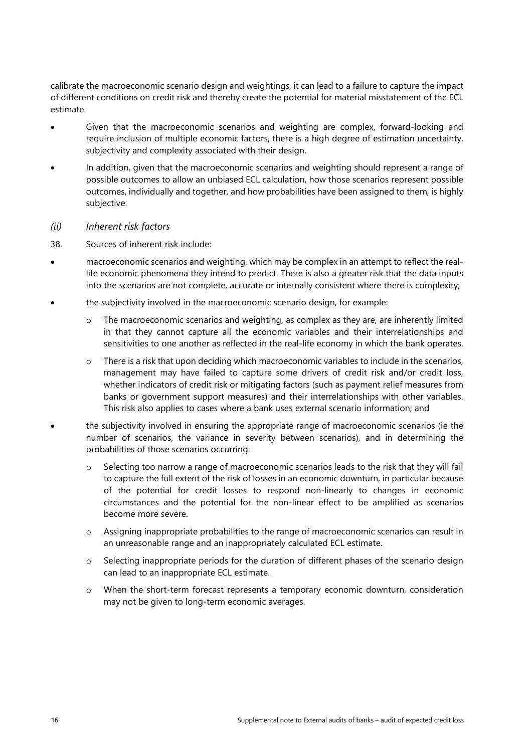calibrate the macroeconomic scenario design and weightings, it can lead to a failure to capture the impact of different conditions on credit risk and thereby create the potential for material misstatement of the ECL estimate.

- Given that the macroeconomic scenarios and weighting are complex, forward-looking and require inclusion of multiple economic factors, there is a high degree of estimation uncertainty, subjectivity and complexity associated with their design.
- In addition, given that the macroeconomic scenarios and weighting should represent a range of possible outcomes to allow an unbiased ECL calculation, how those scenarios represent possible outcomes, individually and together, and how probabilities have been assigned to them, is highly subjective.

*(ii) Inherent risk factors*

38. Sources of inherent risk include:

- macroeconomic scenarios and weighting, which may be complex in an attempt to reflect the real-life economic phenomena they intend to predict. There is also a greater risk that the data inputs into the scenarios are not complete, accurate or internally consistent where there is complexity;
- the subjectivity involved in the macroeconomic scenario design, for example:
  - The macroeconomic scenarios and weighting, as complex as they are, are inherently limited in that they cannot capture all the economic variables and their interrelationships and sensitivities to one another as reflected in the real-life economy in which the bank operates.
  - There is a risk that upon deciding which macroeconomic variables to include in the scenarios, management may have failed to capture some drivers of credit risk and/or credit loss, whether indicators of credit risk or mitigating factors (such as payment relief measures from banks or government support measures) and their interrelationships with other variables. This risk also applies to cases where a bank uses external scenario information; and
- the subjectivity involved in ensuring the appropriate range of macroeconomic scenarios (ie the number of scenarios, the variance in severity between scenarios), and in determining the probabilities of those scenarios occurring:
  - Selecting too narrow a range of macroeconomic scenarios leads to the risk that they will fail to capture the full extent of the risk of losses in an economic downturn, in particular because of the potential for credit losses to respond non-linearly to changes in economic circumstances and the potential for the non-linear effect to be amplified as scenarios become more severe.
  - Assigning inappropriate probabilities to the range of macroeconomic scenarios can result in an unreasonable range and an inappropriately calculated ECL estimate.
  - Selecting inappropriate periods for the duration of different phases of the scenario design can lead to an inappropriate ECL estimate.
  - When the short-term forecast represents a temporary economic downturn, consideration may not be given to long-term economic averages.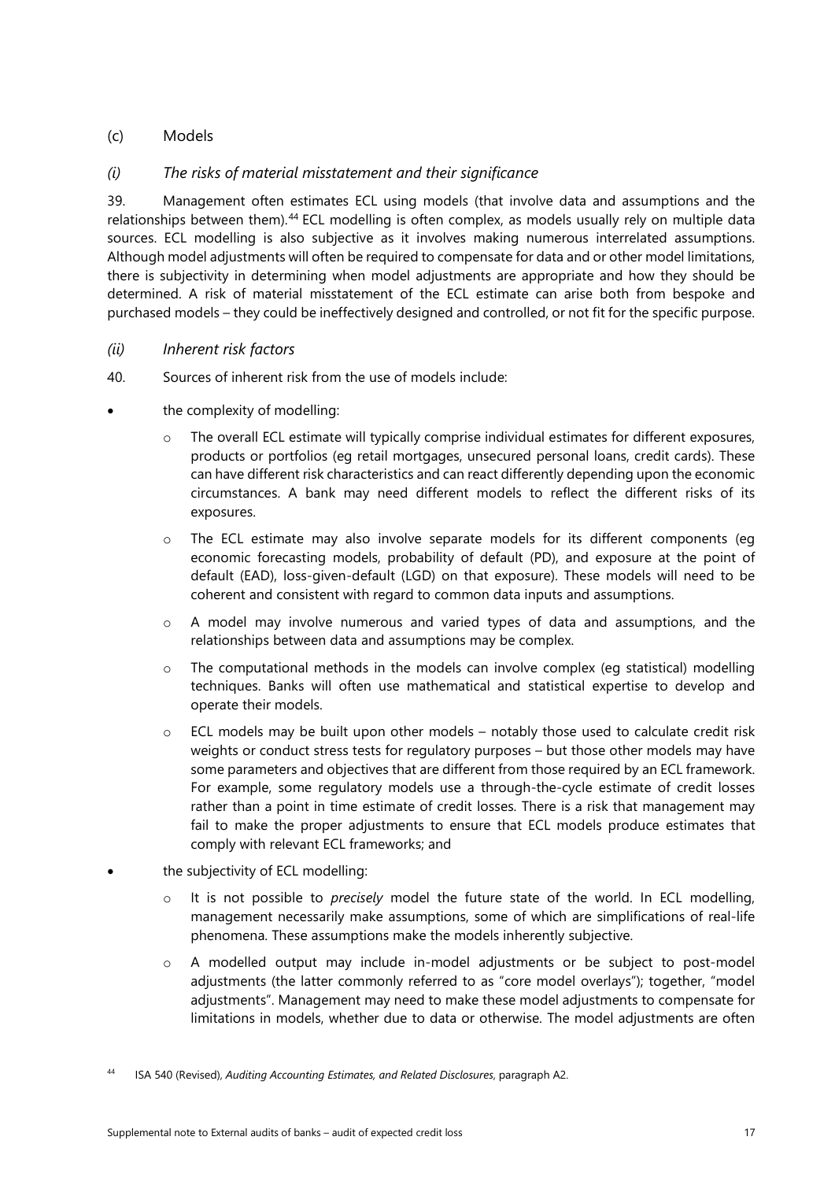### (c) Models

#### *(i) The risks of material misstatement and their significance*

39. Management often estimates ECL using models (that involve data and assumptions and the relationships between them).[44] ECL modelling is often complex, as models usually rely on multiple data sources. ECL modelling is also subjective as it involves making numerous interrelated assumptions. Although model adjustments will often be required to compensate for data and or other model limitations, there is subjectivity in determining when model adjustments are appropriate and how they should be determined. A risk of material misstatement of the ECL estimate can arise both from bespoke and purchased models – they could be ineffectively designed and controlled, or not fit for the specific purpose.

#### *(ii) Inherent risk factors*

40. Sources of inherent risk from the use of models include:

- the complexity of modelling:
  - The overall ECL estimate will typically comprise individual estimates for different exposures, products or portfolios (eg retail mortgages, unsecured personal loans, credit cards). These can have different risk characteristics and can react differently depending upon the economic circumstances. A bank may need different models to reflect the different risks of its exposures.
  - The ECL estimate may also involve separate models for its different components (eg economic forecasting models, probability of default (PD), and exposure at the point of default (EAD), loss-given-default (LGD) on that exposure). These models will need to be coherent and consistent with regard to common data inputs and assumptions.
  - A model may involve numerous and varied types of data and assumptions, and the relationships between data and assumptions may be complex.
  - The computational methods in the models can involve complex (eg statistical) modelling techniques. Banks will often use mathematical and statistical expertise to develop and operate their models.
  - ECL models may be built upon other models – notably those used to calculate credit risk weights or conduct stress tests for regulatory purposes – but those other models may have some parameters and objectives that are different from those required by an ECL framework. For example, some regulatory models use a through-the-cycle estimate of credit losses rather than a point in time estimate of credit losses. There is a risk that management may fail to make the proper adjustments to ensure that ECL models produce estimates that comply with relevant ECL frameworks; and
- the subjectivity of ECL modelling:
  - It is not possible to *precisely* model the future state of the world. In ECL modelling, management necessarily make assumptions, some of which are simplifications of real-life phenomena. These assumptions make the models inherently subjective.
  - A modelled output may include in-model adjustments or be subject to post-model adjustments (the latter commonly referred to as "core model overlays"); together, "model adjustments". Management may need to make these model adjustments to compensate for limitations in models, whether due to data or otherwise. The model adjustments are often

[44] ISA 540 (Revised), *Auditing Accounting Estimates, and Related Disclosures*, paragraph A2.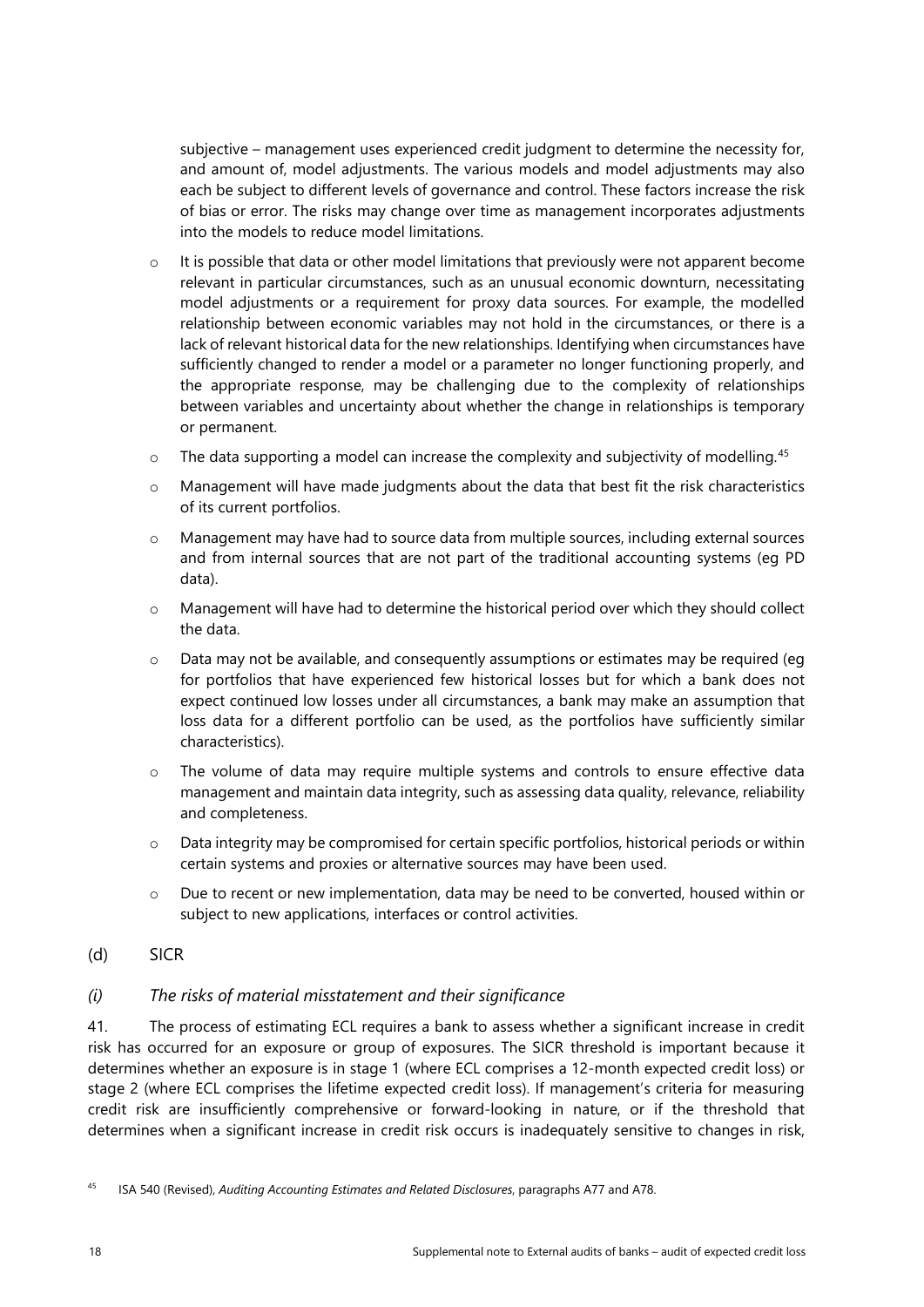subjective – management uses experienced credit judgment to determine the necessity for, and amount of, model adjustments. The various models and model adjustments may also each be subject to different levels of governance and control. These factors increase the risk of bias or error. The risks may change over time as management incorporates adjustments into the models to reduce model limitations.

- It is possible that data or other model limitations that previously were not apparent become relevant in particular circumstances, such as an unusual economic downturn, necessitating model adjustments or a requirement for proxy data sources. For example, the modelled relationship between economic variables may not hold in the circumstances, or there is a lack of relevant historical data for the new relationships. Identifying when circumstances have sufficiently changed to render a model or a parameter no longer functioning properly, and the appropriate response, may be challenging due to the complexity of relationships between variables and uncertainty about whether the change in relationships is temporary or permanent.
- The data supporting a model can increase the complexity and subjectivity of modelling.[45]
- Management will have made judgments about the data that best fit the risk characteristics of its current portfolios.
- Management may have had to source data from multiple sources, including external sources and from internal sources that are not part of the traditional accounting systems (eg PD data).
- Management will have had to determine the historical period over which they should collect the data.
- Data may not be available, and consequently assumptions or estimates may be required (eg for portfolios that have experienced few historical losses but for which a bank does not expect continued low losses under all circumstances, a bank may make an assumption that loss data for a different portfolio can be used, as the portfolios have sufficiently similar characteristics).
- The volume of data may require multiple systems and controls to ensure effective data management and maintain data integrity, such as assessing data quality, relevance, reliability and completeness.
- Data integrity may be compromised for certain specific portfolios, historical periods or within certain systems and proxies or alternative sources may have been used.
- Due to recent or new implementation, data may be need to be converted, housed within or subject to new applications, interfaces or control activities.

### (d) SICR

#### *(i) The risks of material misstatement and their significance*

41. The process of estimating ECL requires a bank to assess whether a significant increase in credit risk has occurred for an exposure or group of exposures. The SICR threshold is important because it determines whether an exposure is in stage 1 (where ECL comprises a 12-month expected credit loss) or stage 2 (where ECL comprises the lifetime expected credit loss). If management's criteria for measuring credit risk are insufficiently comprehensive or forward-looking in nature, or if the threshold that determines when a significant increase in credit risk occurs is inadequately sensitive to changes in risk,

[45] ISA 540 (Revised), *Auditing Accounting Estimates and Related Disclosures*, paragraphs A77 and A78.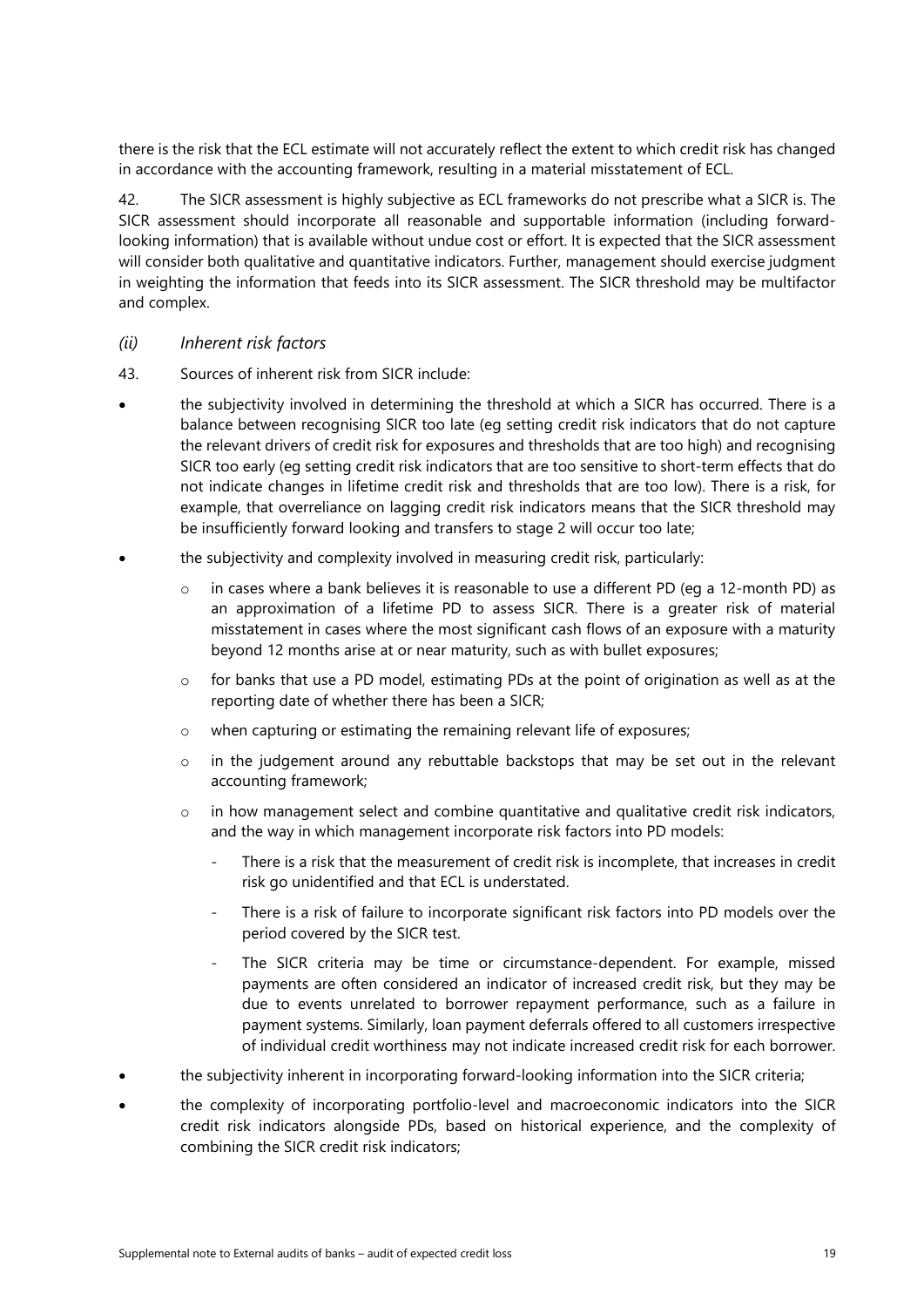there is the risk that the ECL estimate will not accurately reflect the extent to which credit risk has changed in accordance with the accounting framework, resulting in a material misstatement of ECL.

42. The SICR assessment is highly subjective as ECL frameworks do not prescribe what a SICR is. The SICR assessment should incorporate all reasonable and supportable information (including forward-looking information) that is available without undue cost or effort. It is expected that the SICR assessment will consider both qualitative and quantitative indicators. Further, management should exercise judgment in weighting the information that feeds into its SICR assessment. The SICR threshold may be multifactor and complex.

### *(ii) Inherent risk factors*

43. Sources of inherent risk from SICR include:

- the subjectivity involved in determining the threshold at which a SICR has occurred. There is a balance between recognising SICR too late (eg setting credit risk indicators that do not capture the relevant drivers of credit risk for exposures and thresholds that are too high) and recognising SICR too early (eg setting credit risk indicators that are too sensitive to short-term effects that do not indicate changes in lifetime credit risk and thresholds that are too low). There is a risk, for example, that overreliance on lagging credit risk indicators means that the SICR threshold may be insufficiently forward looking and transfers to stage 2 will occur too late;
- the subjectivity and complexity involved in measuring credit risk, particularly:
  - in cases where a bank believes it is reasonable to use a different PD (eg a 12-month PD) as an approximation of a lifetime PD to assess SICR. There is a greater risk of material misstatement in cases where the most significant cash flows of an exposure with a maturity beyond 12 months arise at or near maturity, such as with bullet exposures;
  - for banks that use a PD model, estimating PDs at the point of origination as well as at the reporting date of whether there has been a SICR;
  - when capturing or estimating the remaining relevant life of exposures;
  - in the judgement around any rebuttable backstops that may be set out in the relevant accounting framework;
  - in how management select and combine quantitative and qualitative credit risk indicators, and the way in which management incorporate risk factors into PD models:
    - There is a risk that the measurement of credit risk is incomplete, that increases in credit risk go unidentified and that ECL is understated.
    - There is a risk of failure to incorporate significant risk factors into PD models over the period covered by the SICR test.
    - The SICR criteria may be time or circumstance-dependent. For example, missed payments are often considered an indicator of increased credit risk, but they may be due to events unrelated to borrower repayment performance, such as a failure in payment systems. Similarly, loan payment deferrals offered to all customers irrespective of individual credit worthiness may not indicate increased credit risk for each borrower.
- the subjectivity inherent in incorporating forward-looking information into the SICR criteria;
- the complexity of incorporating portfolio-level and macroeconomic indicators into the SICR credit risk indicators alongside PDs, based on historical experience, and the complexity of combining the SICR credit risk indicators;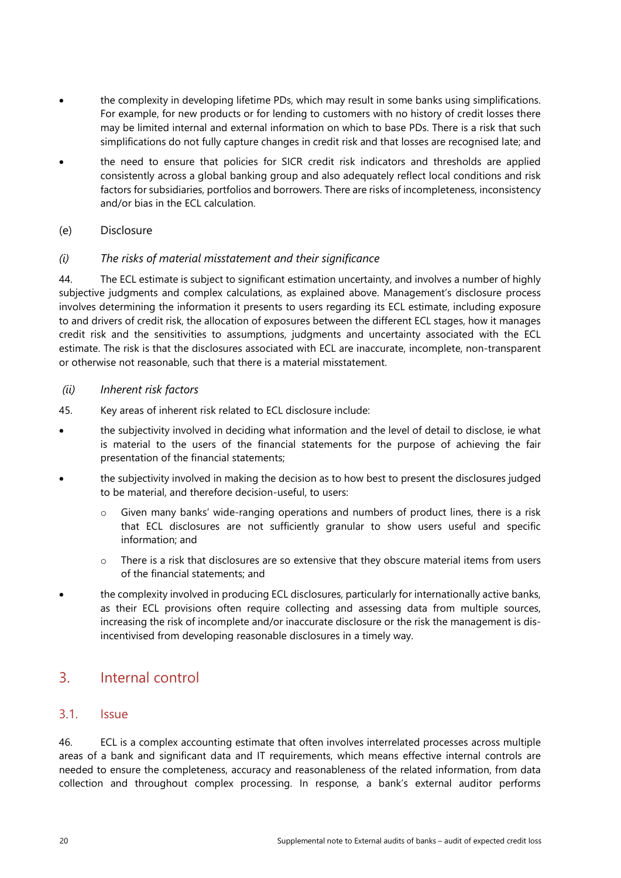- the complexity in developing lifetime PDs, which may result in some banks using simplifications. For example, for new products or for lending to customers with no history of credit losses there may be limited internal and external information on which to base PDs. There is a risk that such simplifications do not fully capture changes in credit risk and that losses are recognised late; and
- the need to ensure that policies for SICR credit risk indicators and thresholds are applied consistently across a global banking group and also adequately reflect local conditions and risk factors for subsidiaries, portfolios and borrowers. There are risks of incompleteness, inconsistency and/or bias in the ECL calculation.

(e) Disclosure

*(i) The risks of material misstatement and their significance*

44. The ECL estimate is subject to significant estimation uncertainty, and involves a number of highly subjective judgments and complex calculations, as explained above. Management's disclosure process involves determining the information it presents to users regarding its ECL estimate, including exposure to and drivers of credit risk, the allocation of exposures between the different ECL stages, how it manages credit risk and the sensitivities to assumptions, judgments and uncertainty associated with the ECL estimate. The risk is that the disclosures associated with ECL are inaccurate, incomplete, non-transparent or otherwise not reasonable, such that there is a material misstatement.

*(ii) Inherent risk factors*

45. Key areas of inherent risk related to ECL disclosure include:

- the subjectivity involved in deciding what information and the level of detail to disclose, ie what is material to the users of the financial statements for the purpose of achieving the fair presentation of the financial statements;
- the subjectivity involved in making the decision as to how best to present the disclosures judged to be material, and therefore decision-useful, to users:
  - Given many banks' wide-ranging operations and numbers of product lines, there is a risk that ECL disclosures are not sufficiently granular to show users useful and specific information; and
  - There is a risk that disclosures are so extensive that they obscure material items from users of the financial statements; and
- the complexity involved in producing ECL disclosures, particularly for internationally active banks, as their ECL provisions often require collecting and assessing data from multiple sources, increasing the risk of incomplete and/or inaccurate disclosure or the risk the management is dis-incentivised from developing reasonable disclosures in a timely way.

## 3. Internal control

### 3.1. Issue

46. ECL is a complex accounting estimate that often involves interrelated processes across multiple areas of a bank and significant data and IT requirements, which means effective internal controls are needed to ensure the completeness, accuracy and reasonableness of the related information, from data collection and throughout complex processing. In response, a bank's external auditor performs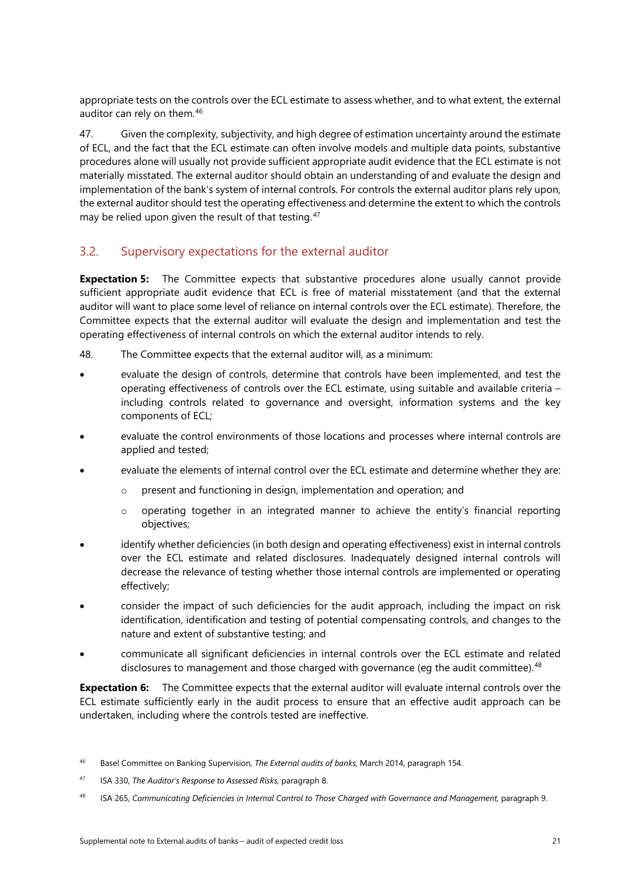appropriate tests on the controls over the ECL estimate to assess whether, and to what extent, the external auditor can rely on them.[46]

47. Given the complexity, subjectivity, and high degree of estimation uncertainty around the estimate of ECL, and the fact that the ECL estimate can often involve models and multiple data points, substantive procedures alone will usually not provide sufficient appropriate audit evidence that the ECL estimate is not materially misstated. The external auditor should obtain an understanding of and evaluate the design and implementation of the bank's system of internal controls. For controls the external auditor plans rely upon, the external auditor should test the operating effectiveness and determine the extent to which the controls may be relied upon given the result of that testing.[47]

## 3.2. Supervisory expectations for the external auditor

**Expectation 5:** The Committee expects that substantive procedures alone usually cannot provide sufficient appropriate audit evidence that ECL is free of material misstatement (and that the external auditor will want to place some level of reliance on internal controls over the ECL estimate). Therefore, the Committee expects that the external auditor will evaluate the design and implementation and test the operating effectiveness of internal controls on which the external auditor intends to rely.

48. The Committee expects that the external auditor will, as a minimum:

- evaluate the design of controls, determine that controls have been implemented, and test the operating effectiveness of controls over the ECL estimate, using suitable and available criteria – including controls related to governance and oversight, information systems and the key components of ECL;
- evaluate the control environments of those locations and processes where internal controls are applied and tested;
- evaluate the elements of internal control over the ECL estimate and determine whether they are:
  - present and functioning in design, implementation and operation; and
  - operating together in an integrated manner to achieve the entity's financial reporting objectives;
- identify whether deficiencies (in both design and operating effectiveness) exist in internal controls over the ECL estimate and related disclosures. Inadequately designed internal controls will decrease the relevance of testing whether those internal controls are implemented or operating effectively;
- consider the impact of such deficiencies for the audit approach, including the impact on risk identification, identification and testing of potential compensating controls, and changes to the nature and extent of substantive testing; and
- communicate all significant deficiencies in internal controls over the ECL estimate and related disclosures to management and those charged with governance (eg the audit committee).[48]

**Expectation 6:** The Committee expects that the external auditor will evaluate internal controls over the ECL estimate sufficiently early in the audit process to ensure that an effective audit approach can be undertaken, including where the controls tested are ineffective.

---

[46] Basel Committee on Banking Supervision, *The External audits of banks,* March 2014, paragraph 154.

[47] ISA 330, *The Auditor's Response to Assessed Risks,* paragraph 8.

[48] ISA 265, *Communicating Deficiencies in Internal Control to Those Charged with Governance and Management,* paragraph 9.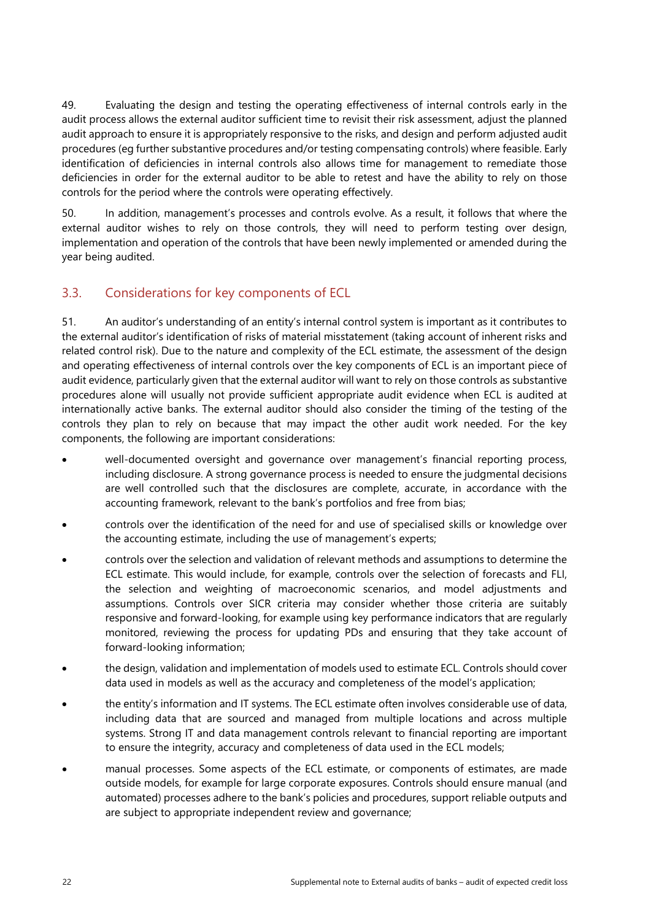49. Evaluating the design and testing the operating effectiveness of internal controls early in the audit process allows the external auditor sufficient time to revisit their risk assessment, adjust the planned audit approach to ensure it is appropriately responsive to the risks, and design and perform adjusted audit procedures (eg further substantive procedures and/or testing compensating controls) where feasible. Early identification of deficiencies in internal controls also allows time for management to remediate those deficiencies in order for the external auditor to be able to retest and have the ability to rely on those controls for the period where the controls were operating effectively.

50. In addition, management's processes and controls evolve. As a result, it follows that where the external auditor wishes to rely on those controls, they will need to perform testing over design, implementation and operation of the controls that have been newly implemented or amended during the year being audited.

## 3.3. Considerations for key components of ECL

51. An auditor's understanding of an entity's internal control system is important as it contributes to the external auditor's identification of risks of material misstatement (taking account of inherent risks and related control risk). Due to the nature and complexity of the ECL estimate, the assessment of the design and operating effectiveness of internal controls over the key components of ECL is an important piece of audit evidence, particularly given that the external auditor will want to rely on those controls as substantive procedures alone will usually not provide sufficient appropriate audit evidence when ECL is audited at internationally active banks. The external auditor should also consider the timing of the testing of the controls they plan to rely on because that may impact the other audit work needed. For the key components, the following are important considerations:

- well-documented oversight and governance over management's financial reporting process, including disclosure. A strong governance process is needed to ensure the judgmental decisions are well controlled such that the disclosures are complete, accurate, in accordance with the accounting framework, relevant to the bank's portfolios and free from bias;
- controls over the identification of the need for and use of specialised skills or knowledge over the accounting estimate, including the use of management's experts;
- controls over the selection and validation of relevant methods and assumptions to determine the ECL estimate. This would include, for example, controls over the selection of forecasts and FLI, the selection and weighting of macroeconomic scenarios, and model adjustments and assumptions. Controls over SICR criteria may consider whether those criteria are suitably responsive and forward-looking, for example using key performance indicators that are regularly monitored, reviewing the process for updating PDs and ensuring that they take account of forward-looking information;
- the design, validation and implementation of models used to estimate ECL. Controls should cover data used in models as well as the accuracy and completeness of the model's application;
- the entity's information and IT systems. The ECL estimate often involves considerable use of data, including data that are sourced and managed from multiple locations and across multiple systems. Strong IT and data management controls relevant to financial reporting are important to ensure the integrity, accuracy and completeness of data used in the ECL models;
- manual processes. Some aspects of the ECL estimate, or components of estimates, are made outside models, for example for large corporate exposures. Controls should ensure manual (and automated) processes adhere to the bank's policies and procedures, support reliable outputs and are subject to appropriate independent review and governance;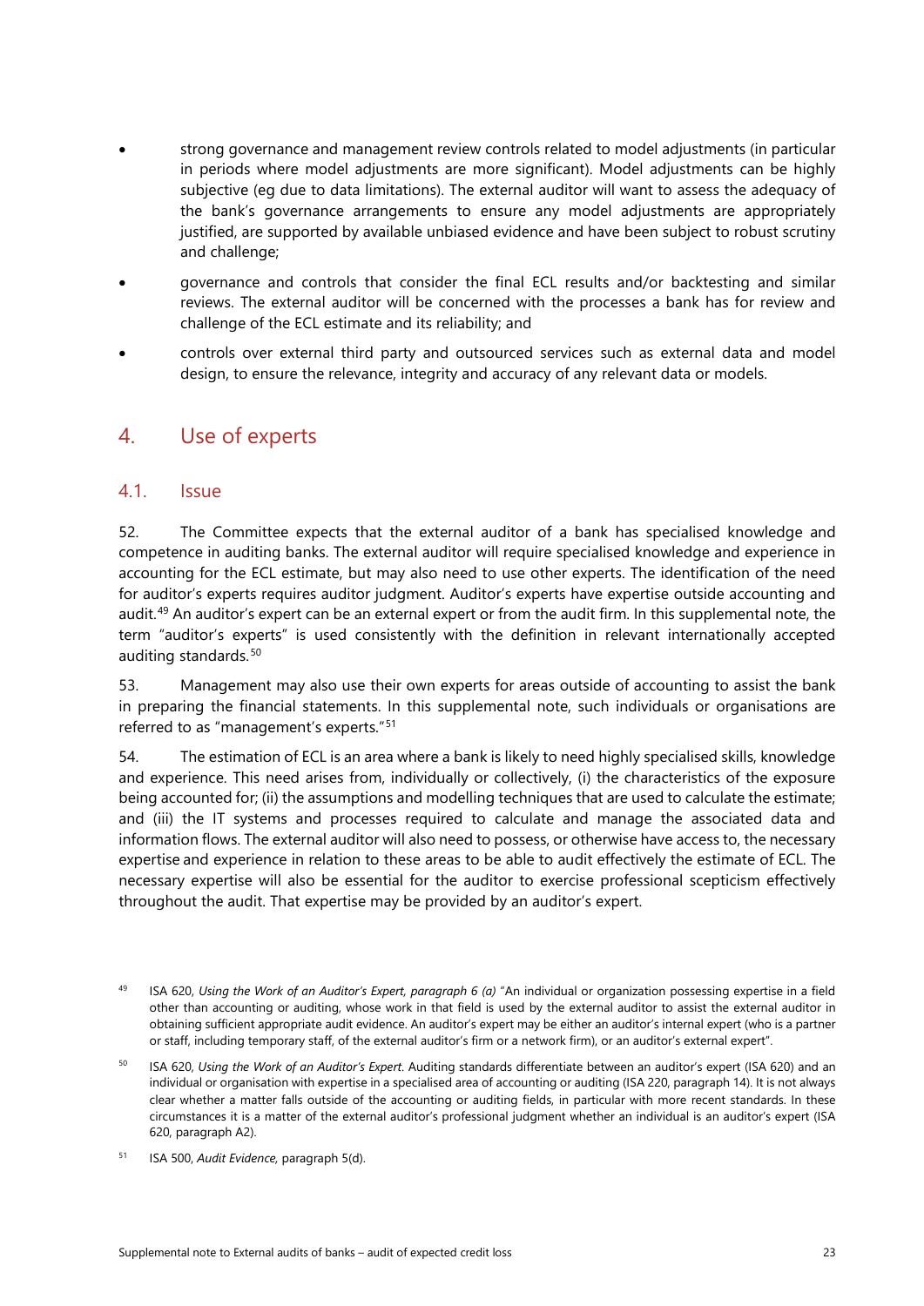- strong governance and management review controls related to model adjustments (in particular in periods where model adjustments are more significant). Model adjustments can be highly subjective (eg due to data limitations). The external auditor will want to assess the adequacy of the bank's governance arrangements to ensure any model adjustments are appropriately justified, are supported by available unbiased evidence and have been subject to robust scrutiny and challenge;
- governance and controls that consider the final ECL results and/or backtesting and similar reviews. The external auditor will be concerned with the processes a bank has for review and challenge of the ECL estimate and its reliability; and
- controls over external third party and outsourced services such as external data and model design, to ensure the relevance, integrity and accuracy of any relevant data or models.

## 4. Use of experts

### 4.1. Issue

52. The Committee expects that the external auditor of a bank has specialised knowledge and competence in auditing banks. The external auditor will require specialised knowledge and experience in accounting for the ECL estimate, but may also need to use other experts. The identification of the need for auditor's experts requires auditor judgment. Auditor's experts have expertise outside accounting and audit.[49] An auditor's expert can be an external expert or from the audit firm. In this supplemental note, the term "auditor's experts" is used consistently with the definition in relevant internationally accepted auditing standards.[50]

53. Management may also use their own experts for areas outside of accounting to assist the bank in preparing the financial statements. In this supplemental note, such individuals or organisations are referred to as "management's experts."[51]

54. The estimation of ECL is an area where a bank is likely to need highly specialised skills, knowledge and experience. This need arises from, individually or collectively, (i) the characteristics of the exposure being accounted for; (ii) the assumptions and modelling techniques that are used to calculate the estimate; and (iii) the IT systems and processes required to calculate and manage the associated data and information flows. The external auditor will also need to possess, or otherwise have access to, the necessary expertise and experience in relation to these areas to be able to audit effectively the estimate of ECL. The necessary expertise will also be essential for the auditor to exercise professional scepticism effectively throughout the audit. That expertise may be provided by an auditor's expert.

[49] ISA 620, *Using the Work of an Auditor's Expert, paragraph 6 (a)* "An individual or organization possessing expertise in a field other than accounting or auditing, whose work in that field is used by the external auditor to assist the external auditor in obtaining sufficient appropriate audit evidence. An auditor's expert may be either an auditor's internal expert (who is a partner or staff, including temporary staff, of the external auditor's firm or a network firm), or an auditor's external expert".

[50] ISA 620, *Using the Work of an Auditor's Expert*. Auditing standards differentiate between an auditor's expert (ISA 620) and an individual or organisation with expertise in a specialised area of accounting or auditing (ISA 220, paragraph 14). It is not always clear whether a matter falls outside of the accounting or auditing fields, in particular with more recent standards. In these circumstances it is a matter of the external auditor's professional judgment whether an individual is an auditor's expert (ISA 620, paragraph A2).

[51] ISA 500, *Audit Evidence*, paragraph 5(d).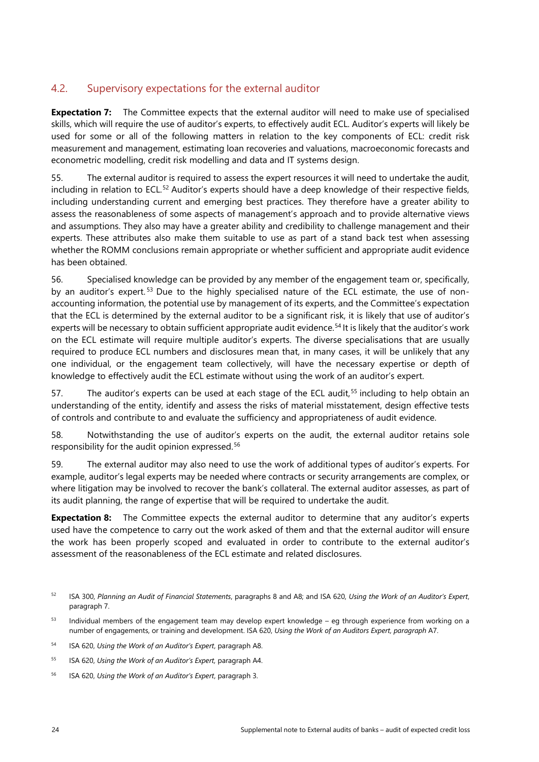## 4.2. Supervisory expectations for the external auditor

**Expectation 7:** The Committee expects that the external auditor will need to make use of specialised skills, which will require the use of auditor's experts, to effectively audit ECL. Auditor's experts will likely be used for some or all of the following matters in relation to the key components of ECL: credit risk measurement and management, estimating loan recoveries and valuations, macroeconomic forecasts and econometric modelling, credit risk modelling and data and IT systems design.

55. The external auditor is required to assess the expert resources it will need to undertake the audit, including in relation to ECL.[52] Auditor's experts should have a deep knowledge of their respective fields, including understanding current and emerging best practices. They therefore have a greater ability to assess the reasonableness of some aspects of management's approach and to provide alternative views and assumptions. They also may have a greater ability and credibility to challenge management and their experts. These attributes also make them suitable to use as part of a stand back test when assessing whether the ROMM conclusions remain appropriate or whether sufficient and appropriate audit evidence has been obtained.

56. Specialised knowledge can be provided by any member of the engagement team or, specifically, by an auditor's expert.[53] Due to the highly specialised nature of the ECL estimate, the use of non-accounting information, the potential use by management of its experts, and the Committee's expectation that the ECL is determined by the external auditor to be a significant risk, it is likely that use of auditor's experts will be necessary to obtain sufficient appropriate audit evidence.[54] It is likely that the auditor's work on the ECL estimate will require multiple auditor's experts. The diverse specialisations that are usually required to produce ECL numbers and disclosures mean that, in many cases, it will be unlikely that any one individual, or the engagement team collectively, will have the necessary expertise or depth of knowledge to effectively audit the ECL estimate without using the work of an auditor's expert.

57. The auditor's experts can be used at each stage of the ECL audit,[55] including to help obtain an understanding of the entity, identify and assess the risks of material misstatement, design effective tests of controls and contribute to and evaluate the sufficiency and appropriateness of audit evidence.

58. Notwithstanding the use of auditor's experts on the audit, the external auditor retains sole responsibility for the audit opinion expressed.[56]

59. The external auditor may also need to use the work of additional types of auditor's experts. For example, auditor's legal experts may be needed where contracts or security arrangements are complex, or where litigation may be involved to recover the bank's collateral. The external auditor assesses, as part of its audit planning, the range of expertise that will be required to undertake the audit.

**Expectation 8:** The Committee expects the external auditor to determine that any auditor's experts used have the competence to carry out the work asked of them and that the external auditor will ensure the work has been properly scoped and evaluated in order to contribute to the external auditor's assessment of the reasonableness of the ECL estimate and related disclosures.

---

[52] ISA 300, *Planning an Audit of Financial Statements*, paragraphs 8 and A8; and ISA 620, *Using the Work of an Auditor's Expert*, paragraph 7.

[53] Individual members of the engagement team may develop expert knowledge – eg through experience from working on a number of engagements, or training and development. ISA 620, *Using the Work of an Auditors Expert, paragraph* A7.

[54] ISA 620, *Using the Work of an Auditor's Expert*, paragraph A8.

[55] ISA 620, *Using the Work of an Auditor's Expert,* paragraph A4.

[56] ISA 620, *Using the Work of an Auditor's Expert*, paragraph 3.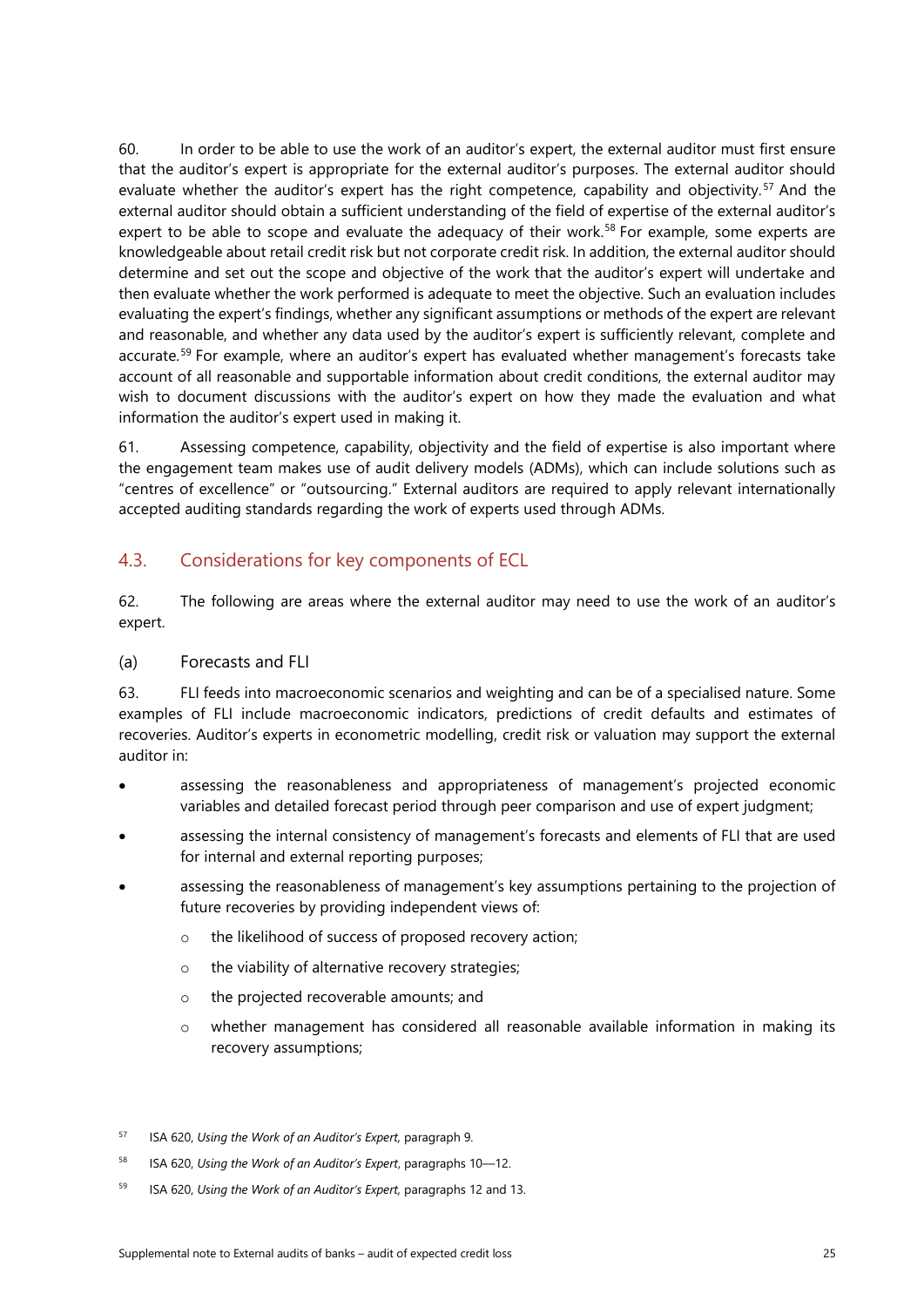60. In order to be able to use the work of an auditor's expert, the external auditor must first ensure that the auditor's expert is appropriate for the external auditor's purposes. The external auditor should evaluate whether the auditor's expert has the right competence, capability and objectivity.[57] And the external auditor should obtain a sufficient understanding of the field of expertise of the external auditor's expert to be able to scope and evaluate the adequacy of their work.[58] For example, some experts are knowledgeable about retail credit risk but not corporate credit risk. In addition, the external auditor should determine and set out the scope and objective of the work that the auditor's expert will undertake and then evaluate whether the work performed is adequate to meet the objective. Such an evaluation includes evaluating the expert's findings, whether any significant assumptions or methods of the expert are relevant and reasonable, and whether any data used by the auditor's expert is sufficiently relevant, complete and accurate.[59] For example, where an auditor's expert has evaluated whether management's forecasts take account of all reasonable and supportable information about credit conditions, the external auditor may wish to document discussions with the auditor's expert on how they made the evaluation and what information the auditor's expert used in making it.

61. Assessing competence, capability, objectivity and the field of expertise is also important where the engagement team makes use of audit delivery models (ADMs), which can include solutions such as "centres of excellence" or "outsourcing." External auditors are required to apply relevant internationally accepted auditing standards regarding the work of experts used through ADMs.

## 4.3. Considerations for key components of ECL

62. The following are areas where the external auditor may need to use the work of an auditor's expert.

### (a) Forecasts and FLI

63. FLI feeds into macroeconomic scenarios and weighting and can be of a specialised nature. Some examples of FLI include macroeconomic indicators, predictions of credit defaults and estimates of recoveries. Auditor's experts in econometric modelling, credit risk or valuation may support the external auditor in:

- assessing the reasonableness and appropriateness of management's projected economic variables and detailed forecast period through peer comparison and use of expert judgment;
- assessing the internal consistency of management's forecasts and elements of FLI that are used for internal and external reporting purposes;
- assessing the reasonableness of management's key assumptions pertaining to the projection of future recoveries by providing independent views of:
  - the likelihood of success of proposed recovery action;
  - the viability of alternative recovery strategies;
  - the projected recoverable amounts; and
  - whether management has considered all reasonable available information in making its recovery assumptions;

[57] ISA 620, *Using the Work of an Auditor's Expert,* paragraph 9.

[58] ISA 620, *Using the Work of an Auditor's Expert*, paragraphs 10—12.

[59] ISA 620, *Using the Work of an Auditor's Expert,* paragraphs 12 and 13.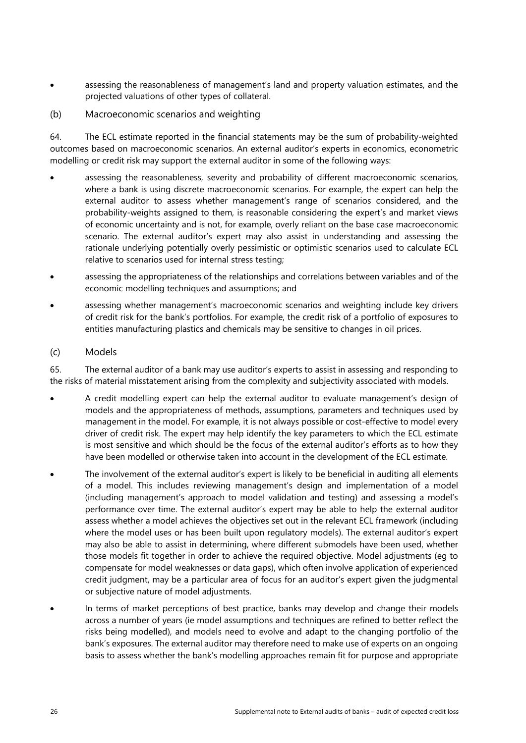- assessing the reasonableness of management's land and property valuation estimates, and the projected valuations of other types of collateral.

### (b) Macroeconomic scenarios and weighting

64. The ECL estimate reported in the financial statements may be the sum of probability-weighted outcomes based on macroeconomic scenarios. An external auditor's experts in economics, econometric modelling or credit risk may support the external auditor in some of the following ways:

- assessing the reasonableness, severity and probability of different macroeconomic scenarios, where a bank is using discrete macroeconomic scenarios. For example, the expert can help the external auditor to assess whether management's range of scenarios considered, and the probability-weights assigned to them, is reasonable considering the expert's and market views of economic uncertainty and is not, for example, overly reliant on the base case macroeconomic scenario. The external auditor's expert may also assist in understanding and assessing the rationale underlying potentially overly pessimistic or optimistic scenarios used to calculate ECL relative to scenarios used for internal stress testing;
- assessing the appropriateness of the relationships and correlations between variables and of the economic modelling techniques and assumptions; and
- assessing whether management's macroeconomic scenarios and weighting include key drivers of credit risk for the bank's portfolios. For example, the credit risk of a portfolio of exposures to entities manufacturing plastics and chemicals may be sensitive to changes in oil prices.

### (c) Models

65. The external auditor of a bank may use auditor's experts to assist in assessing and responding to the risks of material misstatement arising from the complexity and subjectivity associated with models.

- A credit modelling expert can help the external auditor to evaluate management's design of models and the appropriateness of methods, assumptions, parameters and techniques used by management in the model. For example, it is not always possible or cost-effective to model every driver of credit risk. The expert may help identify the key parameters to which the ECL estimate is most sensitive and which should be the focus of the external auditor's efforts as to how they have been modelled or otherwise taken into account in the development of the ECL estimate.
- The involvement of the external auditor's expert is likely to be beneficial in auditing all elements of a model. This includes reviewing management's design and implementation of a model (including management's approach to model validation and testing) and assessing a model's performance over time. The external auditor's expert may be able to help the external auditor assess whether a model achieves the objectives set out in the relevant ECL framework (including where the model uses or has been built upon regulatory models). The external auditor's expert may also be able to assist in determining, where different submodels have been used, whether those models fit together in order to achieve the required objective. Model adjustments (eg to compensate for model weaknesses or data gaps), which often involve application of experienced credit judgment, may be a particular area of focus for an auditor's expert given the judgmental or subjective nature of model adjustments.
- In terms of market perceptions of best practice, banks may develop and change their models across a number of years (ie model assumptions and techniques are refined to better reflect the risks being modelled), and models need to evolve and adapt to the changing portfolio of the bank's exposures. The external auditor may therefore need to make use of experts on an ongoing basis to assess whether the bank's modelling approaches remain fit for purpose and appropriate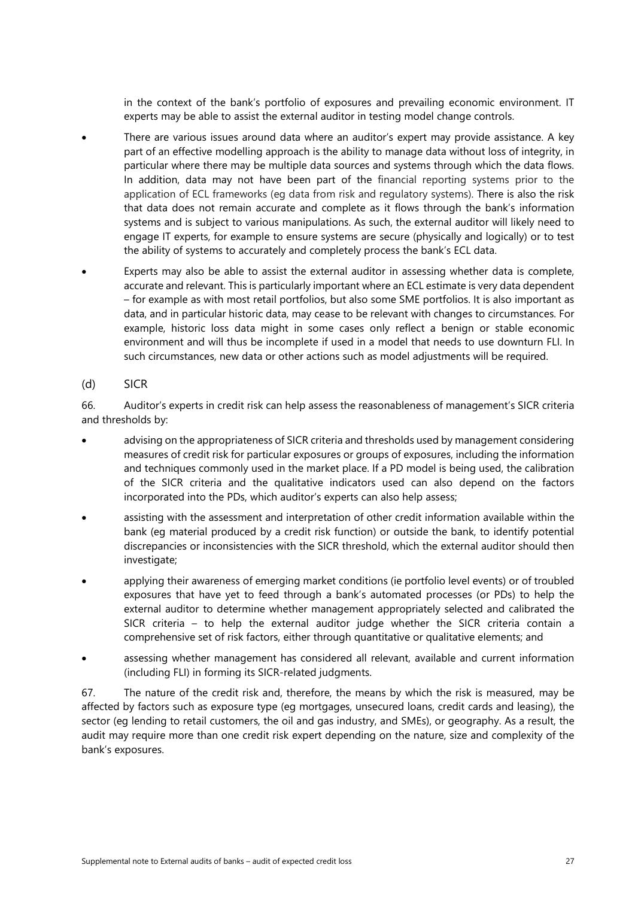in the context of the bank's portfolio of exposures and prevailing economic environment. IT experts may be able to assist the external auditor in testing model change controls.

- There are various issues around data where an auditor's expert may provide assistance. A key part of an effective modelling approach is the ability to manage data without loss of integrity, in particular where there may be multiple data sources and systems through which the data flows. In addition, data may not have been part of the financial reporting systems prior to the application of ECL frameworks (eg data from risk and regulatory systems). There is also the risk that data does not remain accurate and complete as it flows through the bank's information systems and is subject to various manipulations. As such, the external auditor will likely need to engage IT experts, for example to ensure systems are secure (physically and logically) or to test the ability of systems to accurately and completely process the bank's ECL data.
- Experts may also be able to assist the external auditor in assessing whether data is complete, accurate and relevant. This is particularly important where an ECL estimate is very data dependent – for example as with most retail portfolios, but also some SME portfolios. It is also important as data, and in particular historic data, may cease to be relevant with changes to circumstances. For example, historic loss data might in some cases only reflect a benign or stable economic environment and will thus be incomplete if used in a model that needs to use downturn FLI. In such circumstances, new data or other actions such as model adjustments will be required.

(d) SICR

66. Auditor's experts in credit risk can help assess the reasonableness of management's SICR criteria and thresholds by:

- advising on the appropriateness of SICR criteria and thresholds used by management considering measures of credit risk for particular exposures or groups of exposures, including the information and techniques commonly used in the market place. If a PD model is being used, the calibration of the SICR criteria and the qualitative indicators used can also depend on the factors incorporated into the PDs, which auditor's experts can also help assess;
- assisting with the assessment and interpretation of other credit information available within the bank (eg material produced by a credit risk function) or outside the bank, to identify potential discrepancies or inconsistencies with the SICR threshold, which the external auditor should then investigate;
- applying their awareness of emerging market conditions (ie portfolio level events) or of troubled exposures that have yet to feed through a bank's automated processes (or PDs) to help the external auditor to determine whether management appropriately selected and calibrated the SICR criteria – to help the external auditor judge whether the SICR criteria contain a comprehensive set of risk factors, either through quantitative or qualitative elements; and
- assessing whether management has considered all relevant, available and current information (including FLI) in forming its SICR-related judgments.

67. The nature of the credit risk and, therefore, the means by which the risk is measured, may be affected by factors such as exposure type (eg mortgages, unsecured loans, credit cards and leasing), the sector (eg lending to retail customers, the oil and gas industry, and SMEs), or geography. As a result, the audit may require more than one credit risk expert depending on the nature, size and complexity of the bank's exposures.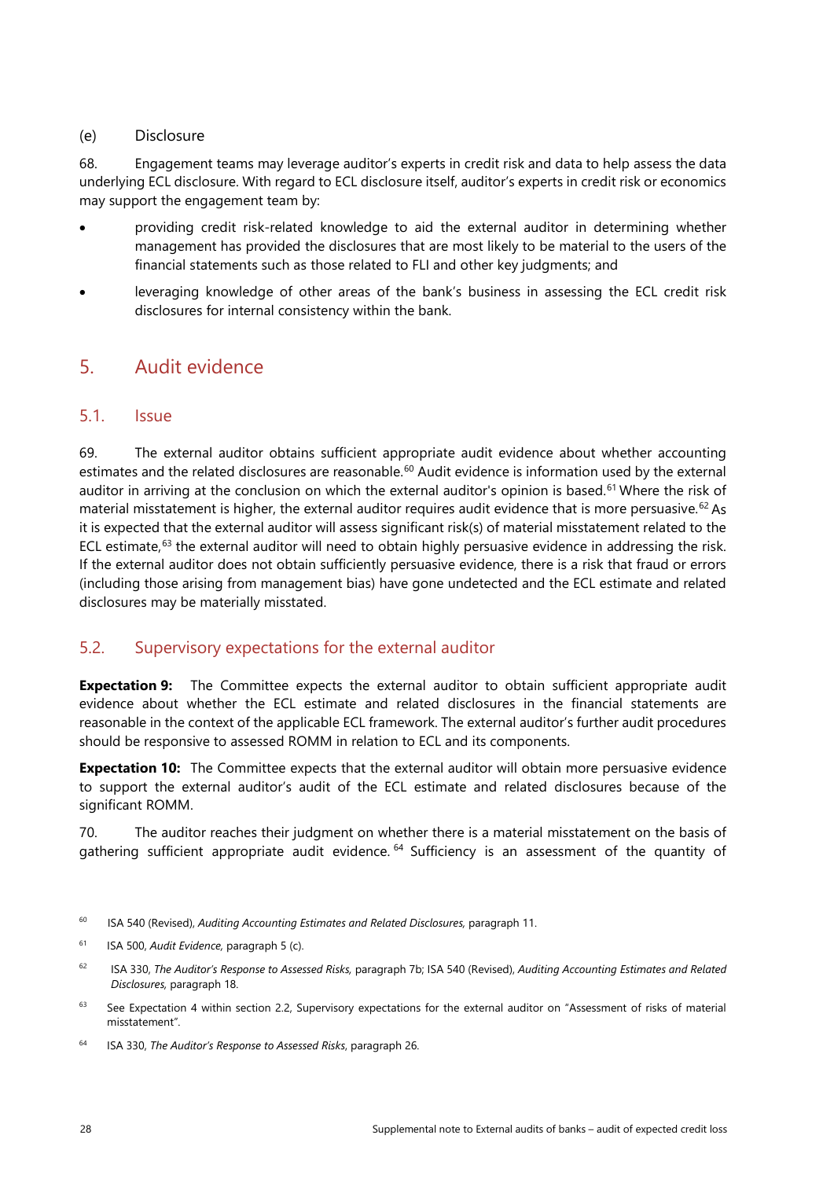(e) Disclosure

68. Engagement teams may leverage auditor's experts in credit risk and data to help assess the data underlying ECL disclosure. With regard to ECL disclosure itself, auditor's experts in credit risk or economics may support the engagement team by:

- providing credit risk-related knowledge to aid the external auditor in determining whether management has provided the disclosures that are most likely to be material to the users of the financial statements such as those related to FLI and other key judgments; and
- leveraging knowledge of other areas of the bank's business in assessing the ECL credit risk disclosures for internal consistency within the bank.

## 5. Audit evidence

### 5.1. Issue

69. The external auditor obtains sufficient appropriate audit evidence about whether accounting estimates and the related disclosures are reasonable.[60] Audit evidence is information used by the external auditor in arriving at the conclusion on which the external auditor's opinion is based.[61] Where the risk of material misstatement is higher, the external auditor requires audit evidence that is more persuasive.[62] As it is expected that the external auditor will assess significant risk(s) of material misstatement related to the ECL estimate,[63] the external auditor will need to obtain highly persuasive evidence in addressing the risk. If the external auditor does not obtain sufficiently persuasive evidence, there is a risk that fraud or errors (including those arising from management bias) have gone undetected and the ECL estimate and related disclosures may be materially misstated.

### 5.2. Supervisory expectations for the external auditor

**Expectation 9:** The Committee expects the external auditor to obtain sufficient appropriate audit evidence about whether the ECL estimate and related disclosures in the financial statements are reasonable in the context of the applicable ECL framework. The external auditor's further audit procedures should be responsive to assessed ROMM in relation to ECL and its components.

**Expectation 10:** The Committee expects that the external auditor will obtain more persuasive evidence to support the external auditor's audit of the ECL estimate and related disclosures because of the significant ROMM.

70. The auditor reaches their judgment on whether there is a material misstatement on the basis of gathering sufficient appropriate audit evidence.[64] Sufficiency is an assessment of the quantity of

[60] ISA 540 (Revised), *Auditing Accounting Estimates and Related Disclosures,* paragraph 11.

[61] ISA 500, *Audit Evidence,* paragraph 5 (c).

[62] ISA 330, *The Auditor's Response to Assessed Risks,* paragraph 7b; ISA 540 (Revised), *Auditing Accounting Estimates and Related Disclosures,* paragraph 18.

[63] See Expectation 4 within section 2.2, Supervisory expectations for the external auditor on "Assessment of risks of material misstatement".

[64] ISA 330, *The Auditor's Response to Assessed Risks*, paragraph 26.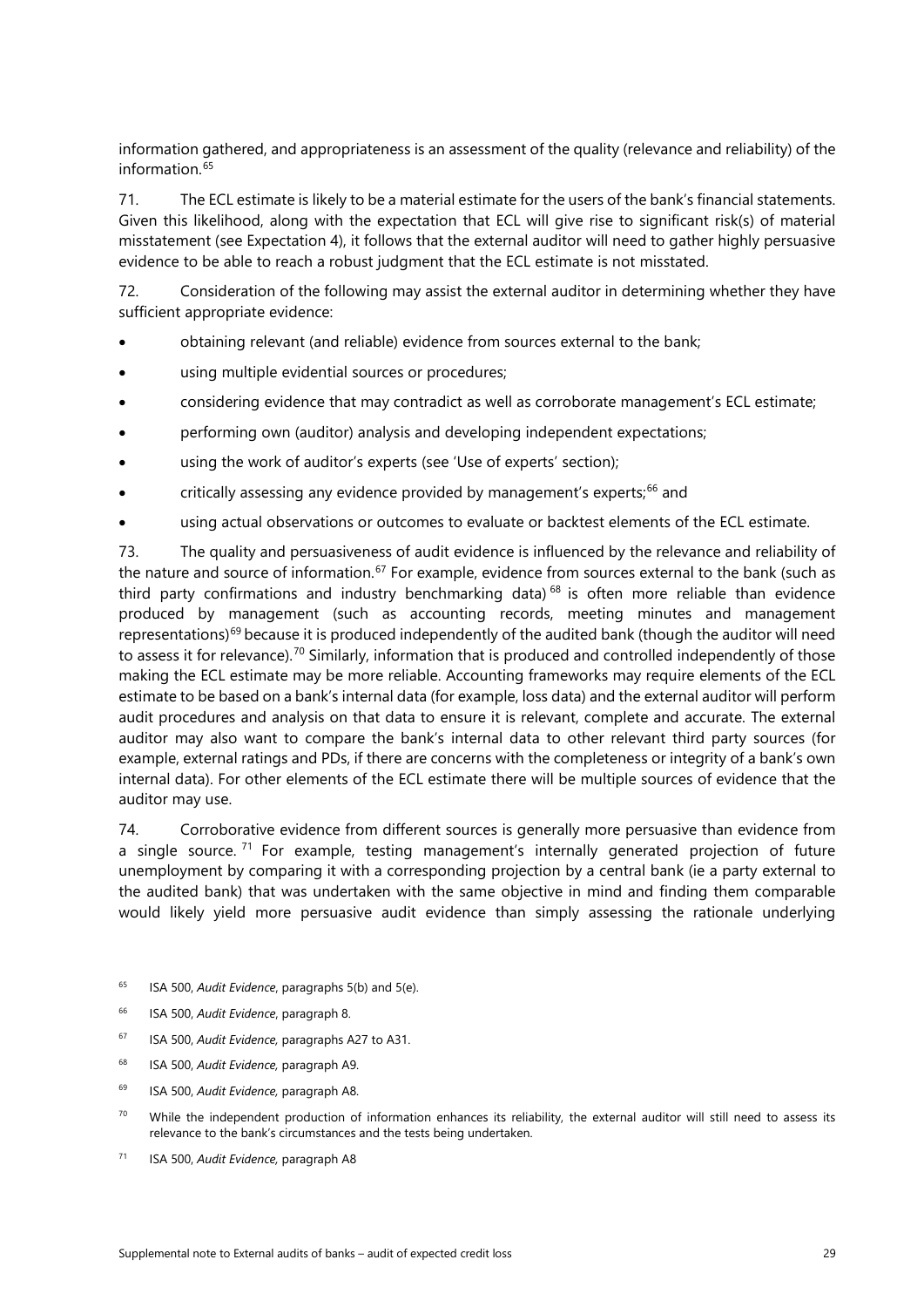information gathered, and appropriateness is an assessment of the quality (relevance and reliability) of the information.[65]

71. The ECL estimate is likely to be a material estimate for the users of the bank's financial statements. Given this likelihood, along with the expectation that ECL will give rise to significant risk(s) of material misstatement (see Expectation 4), it follows that the external auditor will need to gather highly persuasive evidence to be able to reach a robust judgment that the ECL estimate is not misstated.

72. Consideration of the following may assist the external auditor in determining whether they have sufficient appropriate evidence:

- obtaining relevant (and reliable) evidence from sources external to the bank;
- using multiple evidential sources or procedures;
- considering evidence that may contradict as well as corroborate management's ECL estimate;
- performing own (auditor) analysis and developing independent expectations;
- using the work of auditor's experts (see 'Use of experts' section);
- critically assessing any evidence provided by management's experts;[66] and
- using actual observations or outcomes to evaluate or backtest elements of the ECL estimate.

73. The quality and persuasiveness of audit evidence is influenced by the relevance and reliability of the nature and source of information.[67] For example, evidence from sources external to the bank (such as third party confirmations and industry benchmarking data)[68] is often more reliable than evidence produced by management (such as accounting records, meeting minutes and management representations)[69] because it is produced independently of the audited bank (though the auditor will need to assess it for relevance).[70] Similarly, information that is produced and controlled independently of those making the ECL estimate may be more reliable. Accounting frameworks may require elements of the ECL estimate to be based on a bank's internal data (for example, loss data) and the external auditor will perform audit procedures and analysis on that data to ensure it is relevant, complete and accurate. The external auditor may also want to compare the bank's internal data to other relevant third party sources (for example, external ratings and PDs, if there are concerns with the completeness or integrity of a bank's own internal data). For other elements of the ECL estimate there will be multiple sources of evidence that the auditor may use.

74. Corroborative evidence from different sources is generally more persuasive than evidence from a single source.[71] For example, testing management's internally generated projection of future unemployment by comparing it with a corresponding projection by a central bank (ie a party external to the audited bank) that was undertaken with the same objective in mind and finding them comparable would likely yield more persuasive audit evidence than simply assessing the rationale underlying

---

[65] ISA 500, *Audit Evidence*, paragraphs 5(b) and 5(e).

[66] ISA 500, *Audit Evidence*, paragraph 8.

[67] ISA 500, *Audit Evidence,* paragraphs A27 to A31.

[68] ISA 500, *Audit Evidence,* paragraph A9.

[69] ISA 500, *Audit Evidence,* paragraph A8.

[70] While the independent production of information enhances its reliability, the external auditor will still need to assess its relevance to the bank's circumstances and the tests being undertaken.

[71] ISA 500, *Audit Evidence,* paragraph A8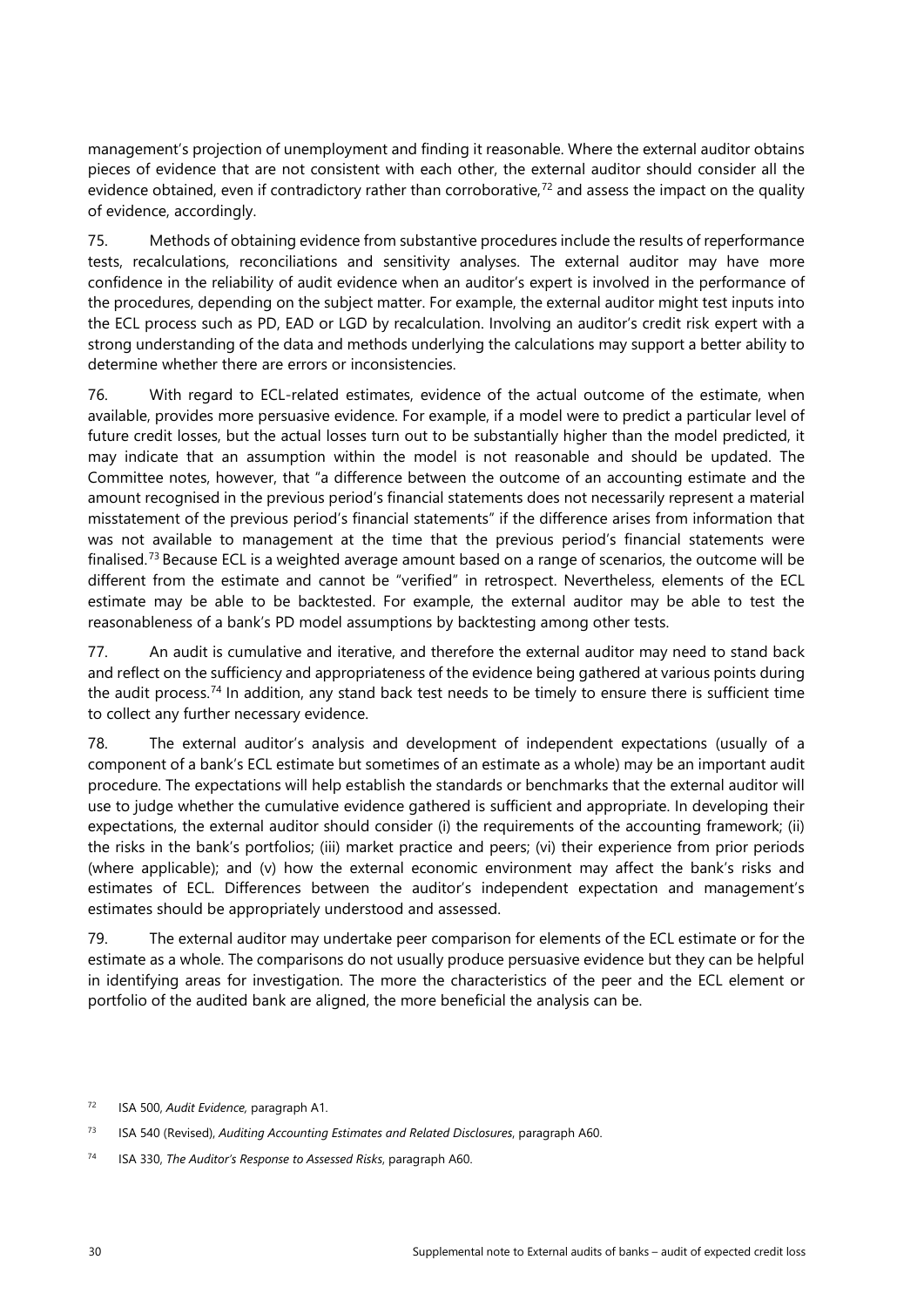management's projection of unemployment and finding it reasonable. Where the external auditor obtains pieces of evidence that are not consistent with each other, the external auditor should consider all the evidence obtained, even if contradictory rather than corroborative,[72] and assess the impact on the quality of evidence, accordingly.

75. Methods of obtaining evidence from substantive procedures include the results of reperformance tests, recalculations, reconciliations and sensitivity analyses. The external auditor may have more confidence in the reliability of audit evidence when an auditor's expert is involved in the performance of the procedures, depending on the subject matter. For example, the external auditor might test inputs into the ECL process such as PD, EAD or LGD by recalculation. Involving an auditor's credit risk expert with a strong understanding of the data and methods underlying the calculations may support a better ability to determine whether there are errors or inconsistencies.

76. With regard to ECL-related estimates, evidence of the actual outcome of the estimate, when available, provides more persuasive evidence. For example, if a model were to predict a particular level of future credit losses, but the actual losses turn out to be substantially higher than the model predicted, it may indicate that an assumption within the model is not reasonable and should be updated. The Committee notes, however, that "a difference between the outcome of an accounting estimate and the amount recognised in the previous period's financial statements does not necessarily represent a material misstatement of the previous period's financial statements" if the difference arises from information that was not available to management at the time that the previous period's financial statements were finalised.[73] Because ECL is a weighted average amount based on a range of scenarios, the outcome will be different from the estimate and cannot be "verified" in retrospect. Nevertheless, elements of the ECL estimate may be able to be backtested. For example, the external auditor may be able to test the reasonableness of a bank's PD model assumptions by backtesting among other tests.

77. An audit is cumulative and iterative, and therefore the external auditor may need to stand back and reflect on the sufficiency and appropriateness of the evidence being gathered at various points during the audit process.[74] In addition, any stand back test needs to be timely to ensure there is sufficient time to collect any further necessary evidence.

78. The external auditor's analysis and development of independent expectations (usually of a component of a bank's ECL estimate but sometimes of an estimate as a whole) may be an important audit procedure. The expectations will help establish the standards or benchmarks that the external auditor will use to judge whether the cumulative evidence gathered is sufficient and appropriate. In developing their expectations, the external auditor should consider (i) the requirements of the accounting framework; (ii) the risks in the bank's portfolios; (iii) market practice and peers; (vi) their experience from prior periods (where applicable); and (v) how the external economic environment may affect the bank's risks and estimates of ECL. Differences between the auditor's independent expectation and management's estimates should be appropriately understood and assessed.

79. The external auditor may undertake peer comparison for elements of the ECL estimate or for the estimate as a whole. The comparisons do not usually produce persuasive evidence but they can be helpful in identifying areas for investigation. The more the characteristics of the peer and the ECL element or portfolio of the audited bank are aligned, the more beneficial the analysis can be.

[72] ISA 500, *Audit Evidence,* paragraph A1.

[73] ISA 540 (Revised), *Auditing Accounting Estimates and Related Disclosures*, paragraph A60.

[74] ISA 330, *The Auditor's Response to Assessed Risks*, paragraph A60.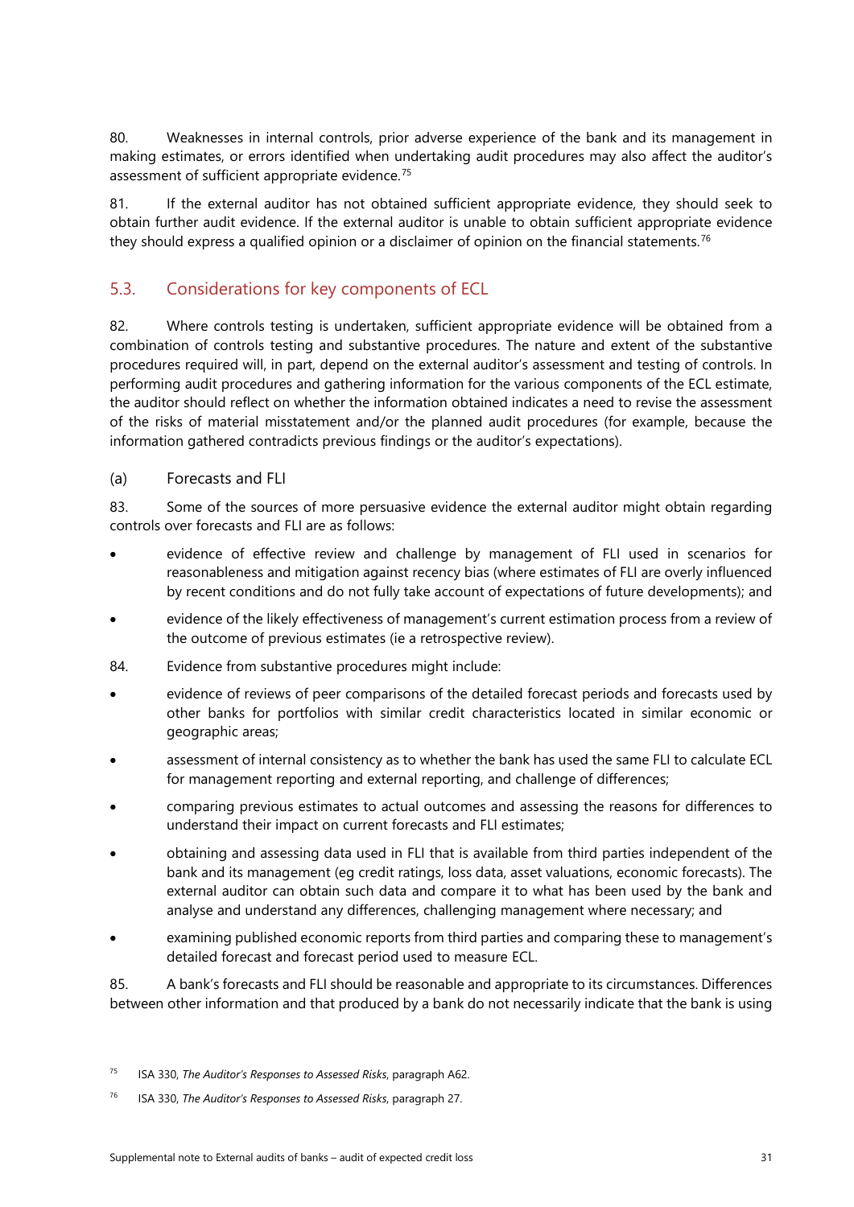80. Weaknesses in internal controls, prior adverse experience of the bank and its management in making estimates, or errors identified when undertaking audit procedures may also affect the auditor's assessment of sufficient appropriate evidence.[75]

81. If the external auditor has not obtained sufficient appropriate evidence, they should seek to obtain further audit evidence. If the external auditor is unable to obtain sufficient appropriate evidence they should express a qualified opinion or a disclaimer of opinion on the financial statements.[76]

## 5.3. Considerations for key components of ECL

82. Where controls testing is undertaken, sufficient appropriate evidence will be obtained from a combination of controls testing and substantive procedures. The nature and extent of the substantive procedures required will, in part, depend on the external auditor's assessment and testing of controls. In performing audit procedures and gathering information for the various components of the ECL estimate, the auditor should reflect on whether the information obtained indicates a need to revise the assessment of the risks of material misstatement and/or the planned audit procedures (for example, because the information gathered contradicts previous findings or the auditor's expectations).

### (a) Forecasts and FLI

83. Some of the sources of more persuasive evidence the external auditor might obtain regarding controls over forecasts and FLI are as follows:

- evidence of effective review and challenge by management of FLI used in scenarios for reasonableness and mitigation against recency bias (where estimates of FLI are overly influenced by recent conditions and do not fully take account of expectations of future developments); and
- evidence of the likely effectiveness of management's current estimation process from a review of the outcome of previous estimates (ie a retrospective review).

84. Evidence from substantive procedures might include:

- evidence of reviews of peer comparisons of the detailed forecast periods and forecasts used by other banks for portfolios with similar credit characteristics located in similar economic or geographic areas;
- assessment of internal consistency as to whether the bank has used the same FLI to calculate ECL for management reporting and external reporting, and challenge of differences;
- comparing previous estimates to actual outcomes and assessing the reasons for differences to understand their impact on current forecasts and FLI estimates;
- obtaining and assessing data used in FLI that is available from third parties independent of the bank and its management (eg credit ratings, loss data, asset valuations, economic forecasts). The external auditor can obtain such data and compare it to what has been used by the bank and analyse and understand any differences, challenging management where necessary; and
- examining published economic reports from third parties and comparing these to management's detailed forecast and forecast period used to measure ECL.

85. A bank's forecasts and FLI should be reasonable and appropriate to its circumstances. Differences between other information and that produced by a bank do not necessarily indicate that the bank is using

[75] ISA 330, *The Auditor's Responses to Assessed Risks*, paragraph A62.

[76] ISA 330, *The Auditor's Responses to Assessed Risks*, paragraph 27.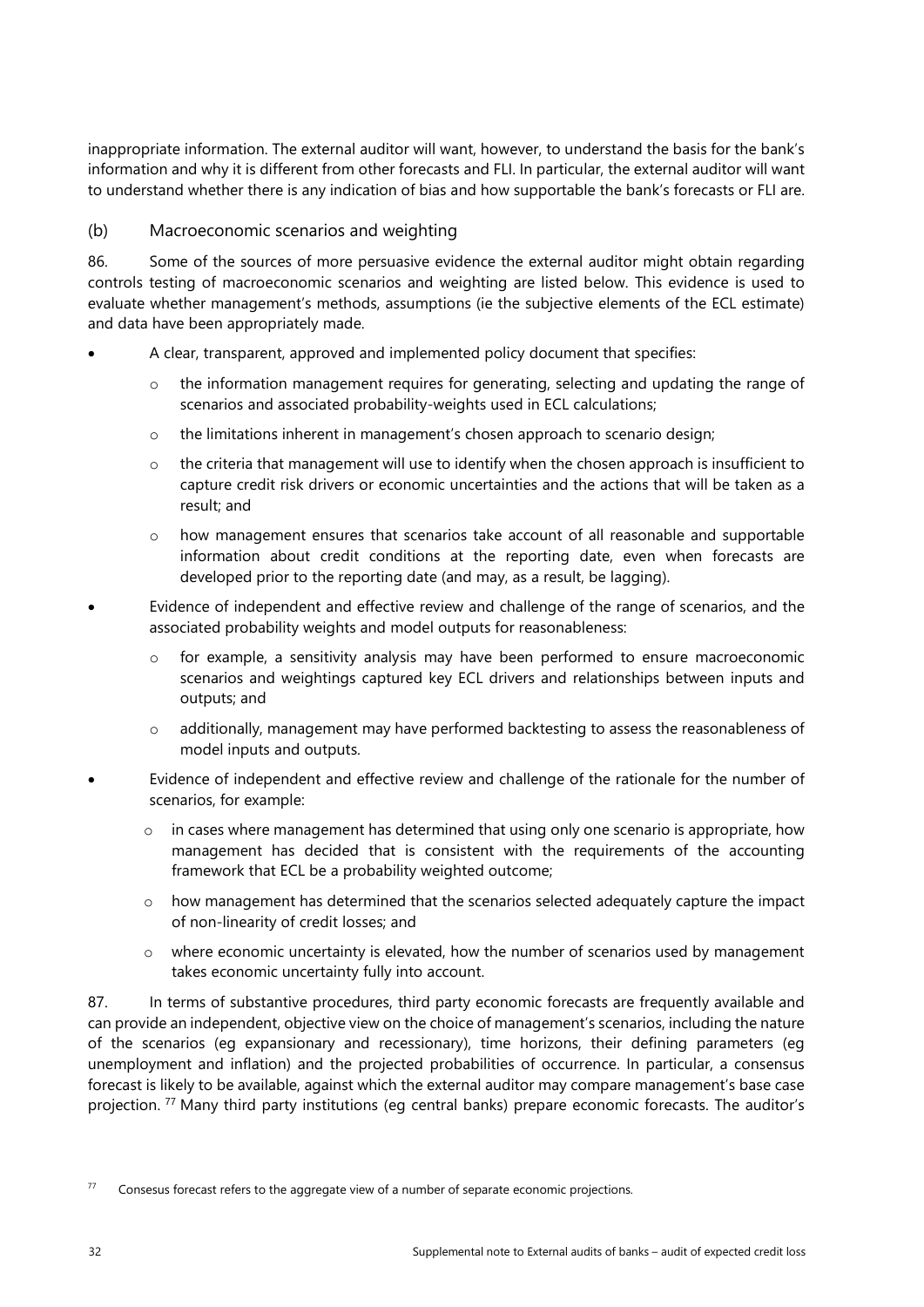inappropriate information. The external auditor will want, however, to understand the basis for the bank's information and why it is different from other forecasts and FLI. In particular, the external auditor will want to understand whether there is any indication of bias and how supportable the bank's forecasts or FLI are.

### (b) Macroeconomic scenarios and weighting

86. Some of the sources of more persuasive evidence the external auditor might obtain regarding controls testing of macroeconomic scenarios and weighting are listed below. This evidence is used to evaluate whether management's methods, assumptions (ie the subjective elements of the ECL estimate) and data have been appropriately made.

- A clear, transparent, approved and implemented policy document that specifies:
  - the information management requires for generating, selecting and updating the range of scenarios and associated probability-weights used in ECL calculations;
  - the limitations inherent in management's chosen approach to scenario design;
  - the criteria that management will use to identify when the chosen approach is insufficient to capture credit risk drivers or economic uncertainties and the actions that will be taken as a result; and
  - how management ensures that scenarios take account of all reasonable and supportable information about credit conditions at the reporting date, even when forecasts are developed prior to the reporting date (and may, as a result, be lagging).
- Evidence of independent and effective review and challenge of the range of scenarios, and the associated probability weights and model outputs for reasonableness:
  - for example, a sensitivity analysis may have been performed to ensure macroeconomic scenarios and weightings captured key ECL drivers and relationships between inputs and outputs; and
  - additionally, management may have performed backtesting to assess the reasonableness of model inputs and outputs.
- Evidence of independent and effective review and challenge of the rationale for the number of scenarios, for example:
  - in cases where management has determined that using only one scenario is appropriate, how management has decided that is consistent with the requirements of the accounting framework that ECL be a probability weighted outcome;
  - how management has determined that the scenarios selected adequately capture the impact of non-linearity of credit losses; and
  - where economic uncertainty is elevated, how the number of scenarios used by management takes economic uncertainty fully into account.

87. In terms of substantive procedures, third party economic forecasts are frequently available and can provide an independent, objective view on the choice of management's scenarios, including the nature of the scenarios (eg expansionary and recessionary), time horizons, their defining parameters (eg unemployment and inflation) and the projected probabilities of occurrence. In particular, a consensus forecast is likely to be available, against which the external auditor may compare management's base case projection. [77] Many third party institutions (eg central banks) prepare economic forecasts. The auditor's

[77] Consesus forecast refers to the aggregate view of a number of separate economic projections.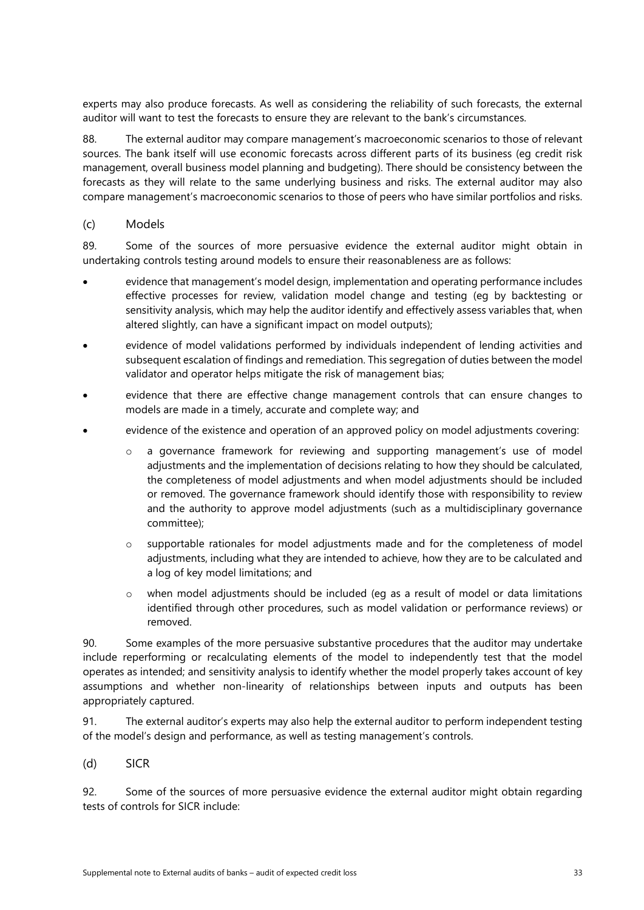experts may also produce forecasts. As well as considering the reliability of such forecasts, the external auditor will want to test the forecasts to ensure they are relevant to the bank's circumstances.

88. The external auditor may compare management's macroeconomic scenarios to those of relevant sources. The bank itself will use economic forecasts across different parts of its business (eg credit risk management, overall business model planning and budgeting). There should be consistency between the forecasts as they will relate to the same underlying business and risks. The external auditor may also compare management's macroeconomic scenarios to those of peers who have similar portfolios and risks.

### (c) Models

89. Some of the sources of more persuasive evidence the external auditor might obtain in undertaking controls testing around models to ensure their reasonableness are as follows:

- evidence that management's model design, implementation and operating performance includes effective processes for review, validation model change and testing (eg by backtesting or sensitivity analysis, which may help the auditor identify and effectively assess variables that, when altered slightly, can have a significant impact on model outputs);
- evidence of model validations performed by individuals independent of lending activities and subsequent escalation of findings and remediation. This segregation of duties between the model validator and operator helps mitigate the risk of management bias;
- evidence that there are effective change management controls that can ensure changes to models are made in a timely, accurate and complete way; and
- evidence of the existence and operation of an approved policy on model adjustments covering:
  - a governance framework for reviewing and supporting management's use of model adjustments and the implementation of decisions relating to how they should be calculated, the completeness of model adjustments and when model adjustments should be included or removed. The governance framework should identify those with responsibility to review and the authority to approve model adjustments (such as a multidisciplinary governance committee);
  - supportable rationales for model adjustments made and for the completeness of model adjustments, including what they are intended to achieve, how they are to be calculated and a log of key model limitations; and
  - when model adjustments should be included (eg as a result of model or data limitations identified through other procedures, such as model validation or performance reviews) or removed.

90. Some examples of the more persuasive substantive procedures that the auditor may undertake include reperforming or recalculating elements of the model to independently test that the model operates as intended; and sensitivity analysis to identify whether the model properly takes account of key assumptions and whether non-linearity of relationships between inputs and outputs has been appropriately captured.

91. The external auditor's experts may also help the external auditor to perform independent testing of the model's design and performance, as well as testing management's controls.

### (d) SICR

92. Some of the sources of more persuasive evidence the external auditor might obtain regarding tests of controls for SICR include: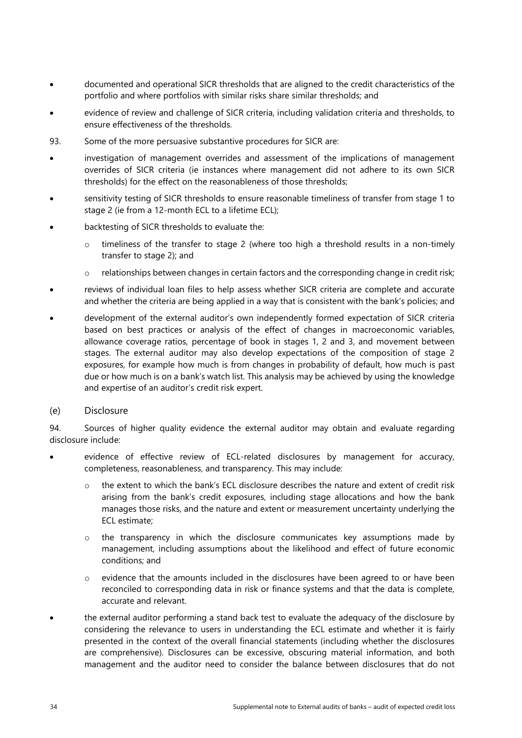- documented and operational SICR thresholds that are aligned to the credit characteristics of the portfolio and where portfolios with similar risks share similar thresholds; and
- evidence of review and challenge of SICR criteria, including validation criteria and thresholds, to ensure effectiveness of the thresholds.

93. Some of the more persuasive substantive procedures for SICR are:

- investigation of management overrides and assessment of the implications of management overrides of SICR criteria (ie instances where management did not adhere to its own SICR thresholds) for the effect on the reasonableness of those thresholds;
- sensitivity testing of SICR thresholds to ensure reasonable timeliness of transfer from stage 1 to stage 2 (ie from a 12-month ECL to a lifetime ECL);
- backtesting of SICR thresholds to evaluate the:
  - timeliness of the transfer to stage 2 (where too high a threshold results in a non-timely transfer to stage 2); and
  - relationships between changes in certain factors and the corresponding change in credit risk;
- reviews of individual loan files to help assess whether SICR criteria are complete and accurate and whether the criteria are being applied in a way that is consistent with the bank's policies; and
- development of the external auditor's own independently formed expectation of SICR criteria based on best practices or analysis of the effect of changes in macroeconomic variables, allowance coverage ratios, percentage of book in stages 1, 2 and 3, and movement between stages. The external auditor may also develop expectations of the composition of stage 2 exposures, for example how much is from changes in probability of default, how much is past due or how much is on a bank's watch list. This analysis may be achieved by using the knowledge and expertise of an auditor's credit risk expert.

### (e) Disclosure

94. Sources of higher quality evidence the external auditor may obtain and evaluate regarding disclosure include:

- evidence of effective review of ECL-related disclosures by management for accuracy, completeness, reasonableness, and transparency. This may include:
  - the extent to which the bank's ECL disclosure describes the nature and extent of credit risk arising from the bank's credit exposures, including stage allocations and how the bank manages those risks, and the nature and extent or measurement uncertainty underlying the ECL estimate;
  - the transparency in which the disclosure communicates key assumptions made by management, including assumptions about the likelihood and effect of future economic conditions; and
  - evidence that the amounts included in the disclosures have been agreed to or have been reconciled to corresponding data in risk or finance systems and that the data is complete, accurate and relevant.
- the external auditor performing a stand back test to evaluate the adequacy of the disclosure by considering the relevance to users in understanding the ECL estimate and whether it is fairly presented in the context of the overall financial statements (including whether the disclosures are comprehensive). Disclosures can be excessive, obscuring material information, and both management and the auditor need to consider the balance between disclosures that do not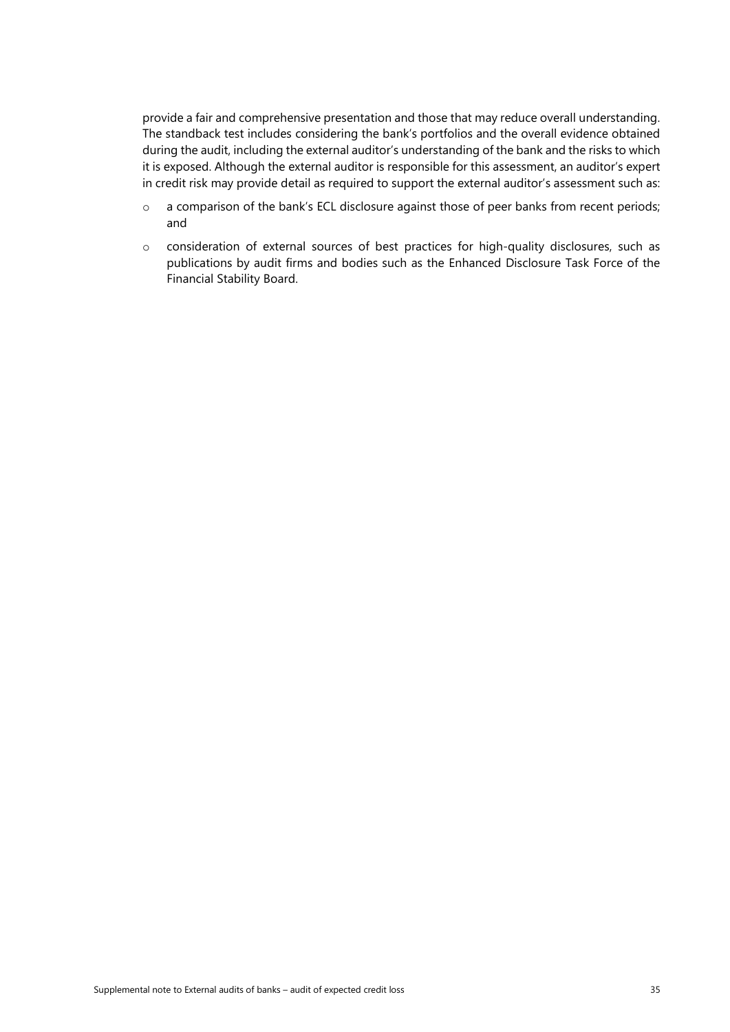provide a fair and comprehensive presentation and those that may reduce overall understanding. The standback test includes considering the bank's portfolios and the overall evidence obtained during the audit, including the external auditor's understanding of the bank and the risks to which it is exposed. Although the external auditor is responsible for this assessment, an auditor's expert in credit risk may provide detail as required to support the external auditor's assessment such as:

- a comparison of the bank's ECL disclosure against those of peer banks from recent periods; and
- consideration of external sources of best practices for high-quality disclosures, such as publications by audit firms and bodies such as the Enhanced Disclosure Task Force of the Financial Stability Board.